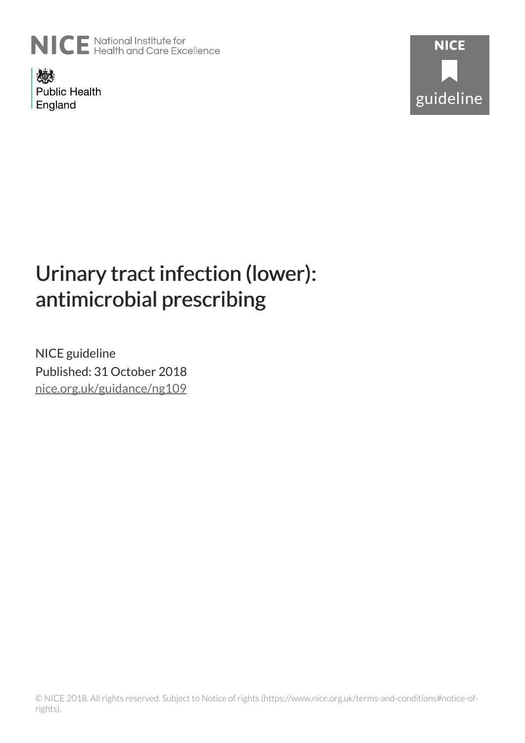NICE National Institute for Health and Care Excellence

Public Health England

NICE guideline

# Urinary tract infection (lower): antimicrobial prescribing

NICE guideline

Published: 31 October 2018

nice.org.uk/guidance/ng109

© NICE 2018. All rights reserved. Subject to Notice of rights (https://www.nice.org.uk/terms-and-conditions#notice-of-rights).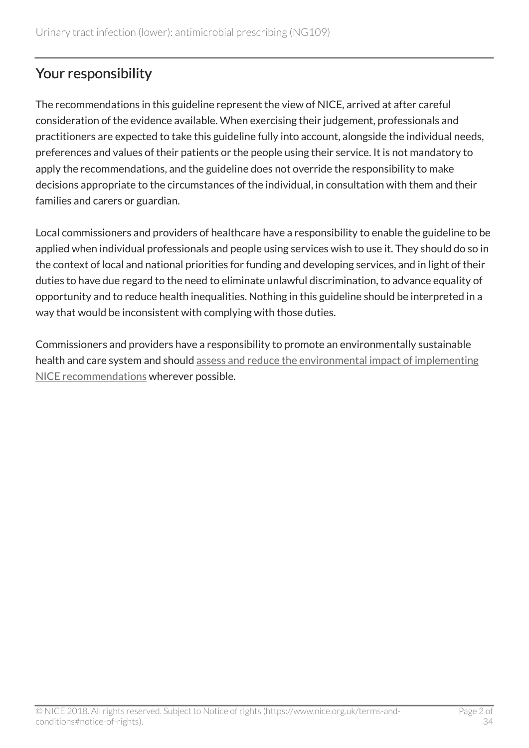## Your responsibility

The recommendations in this guideline represent the view of NICE, arrived at after careful consideration of the evidence available. When exercising their judgement, professionals and practitioners are expected to take this guideline fully into account, alongside the individual needs, preferences and values of their patients or the people using their service. It is not mandatory to apply the recommendations, and the guideline does not override the responsibility to make decisions appropriate to the circumstances of the individual, in consultation with them and their families and carers or guardian.

Local commissioners and providers of healthcare have a responsibility to enable the guideline to be applied when individual professionals and people using services wish to use it. They should do so in the context of local and national priorities for funding and developing services, and in light of their duties to have due regard to the need to eliminate unlawful discrimination, to advance equality of opportunity and to reduce health inequalities. Nothing in this guideline should be interpreted in a way that would be inconsistent with complying with those duties.

Commissioners and providers have a responsibility to promote an environmentally sustainable health and care system and should assess and reduce the environmental impact of implementing NICE recommendations wherever possible.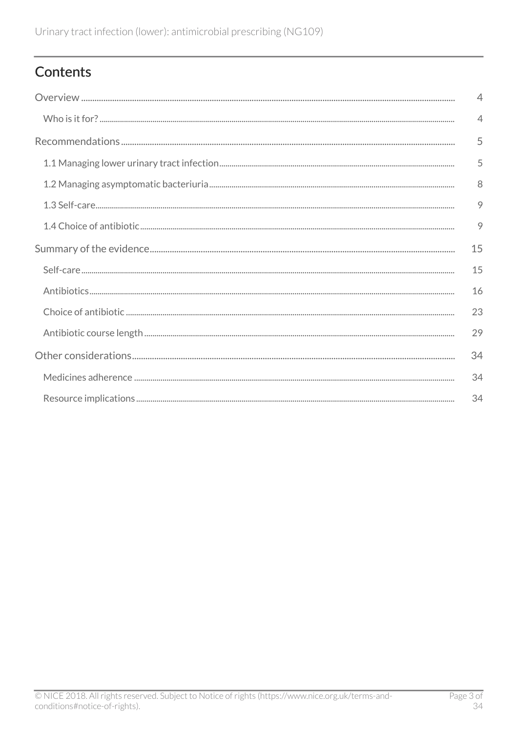## Contents

Overview .......... 4

- Who is it for? .......... 4

Recommendations .......... 5

- 1.1 Managing lower urinary tract infection .......... 5
- 1.2 Managing asymptomatic bacteriuria .......... 8
- 1.3 Self-care .......... 9
- 1.4 Choice of antibiotic .......... 9

Summary of the evidence .......... 15

- Self-care .......... 15
- Antibiotics .......... 16
- Choice of antibiotic .......... 23
- Antibiotic course length .......... 29

Other considerations .......... 34

- Medicines adherence .......... 34
- Resource implications .......... 34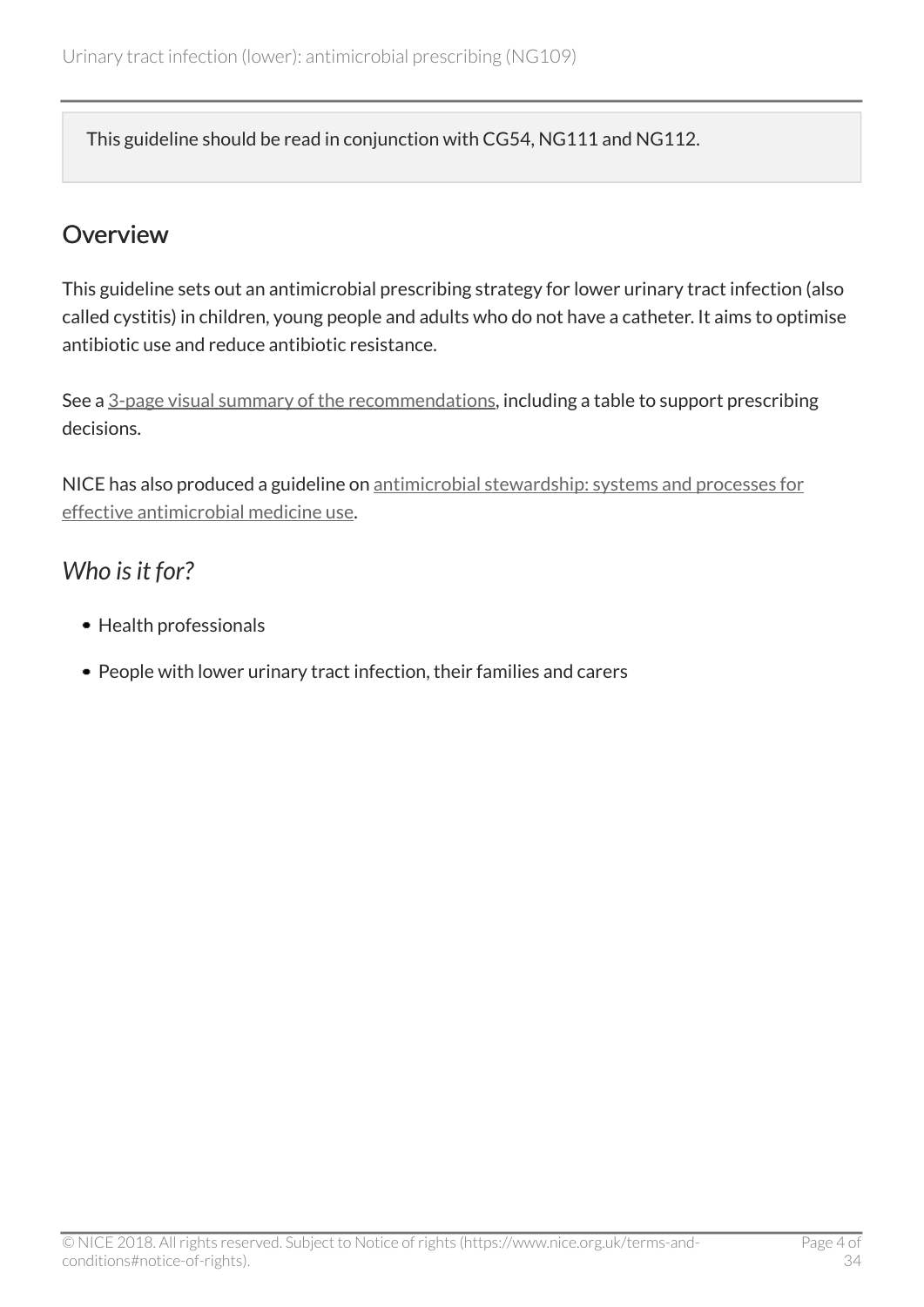This guideline should be read in conjunction with CG54, NG111 and NG112.

## Overview

This guideline sets out an antimicrobial prescribing strategy for lower urinary tract infection (also called cystitis) in children, young people and adults who do not have a catheter. It aims to optimise antibiotic use and reduce antibiotic resistance.

See a 3-page visual summary of the recommendations, including a table to support prescribing decisions.

NICE has also produced a guideline on antimicrobial stewardship: systems and processes for effective antimicrobial medicine use.

### *Who is it for?*

- Health professionals
- People with lower urinary tract infection, their families and carers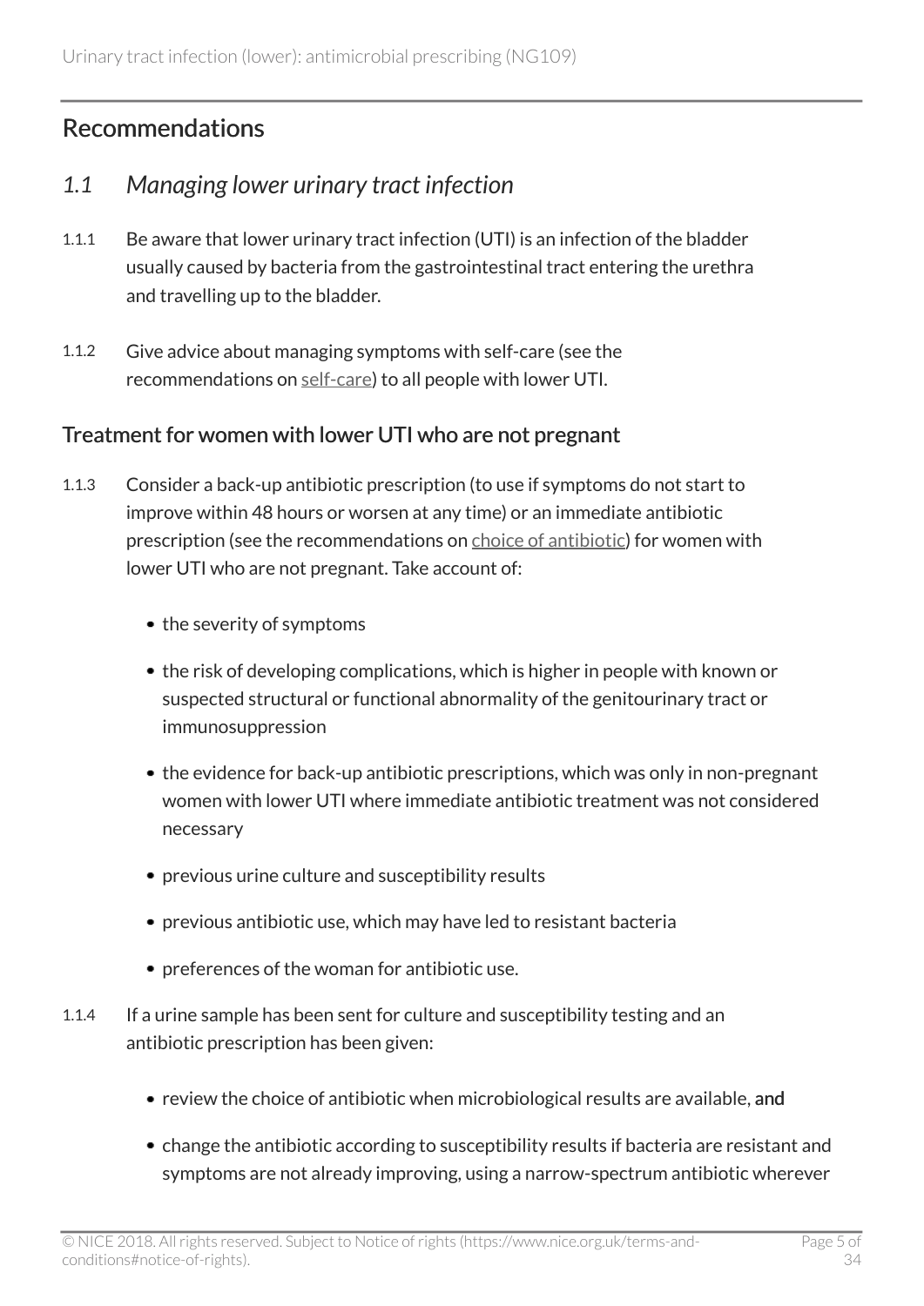## Recommendations

### *1.1 Managing lower urinary tract infection*

1.1.1 Be aware that lower urinary tract infection (UTI) is an infection of the bladder usually caused by bacteria from the gastrointestinal tract entering the urethra and travelling up to the bladder.

1.1.2 Give advice about managing symptoms with self-care (see the recommendations on self-care) to all people with lower UTI.

#### Treatment for women with lower UTI who are not pregnant

1.1.3 Consider a back-up antibiotic prescription (to use if symptoms do not start to improve within 48 hours or worsen at any time) or an immediate antibiotic prescription (see the recommendations on choice of antibiotic) for women with lower UTI who are not pregnant. Take account of:

- the severity of symptoms
- the risk of developing complications, which is higher in people with known or suspected structural or functional abnormality of the genitourinary tract or immunosuppression
- the evidence for back-up antibiotic prescriptions, which was only in non-pregnant women with lower UTI where immediate antibiotic treatment was not considered necessary
- previous urine culture and susceptibility results
- previous antibiotic use, which may have led to resistant bacteria
- preferences of the woman for antibiotic use.

1.1.4 If a urine sample has been sent for culture and susceptibility testing and an antibiotic prescription has been given:

- review the choice of antibiotic when microbiological results are available, and
- change the antibiotic according to susceptibility results if bacteria are resistant and symptoms are not already improving, using a narrow-spectrum antibiotic wherever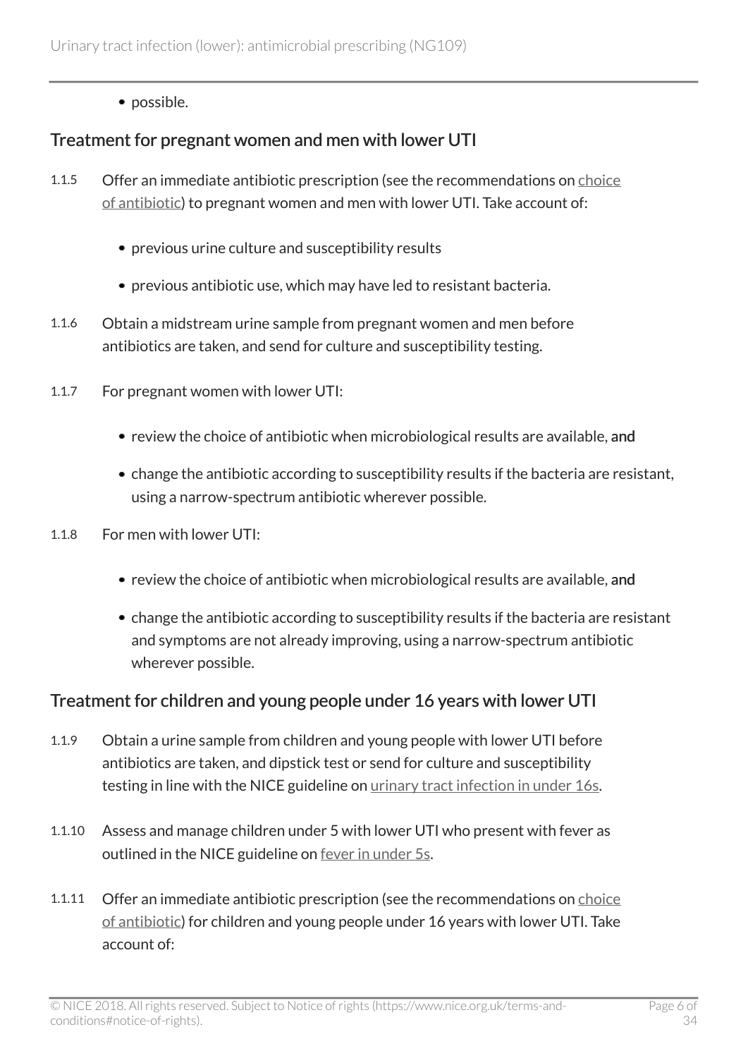- possible.

## Treatment for pregnant women and men with lower UTI

1.1.5 Offer an immediate antibiotic prescription (see the recommendations on choice of antibiotic) to pregnant women and men with lower UTI. Take account of:

- previous urine culture and susceptibility results
- previous antibiotic use, which may have led to resistant bacteria.

1.1.6 Obtain a midstream urine sample from pregnant women and men before antibiotics are taken, and send for culture and susceptibility testing.

1.1.7 For pregnant women with lower UTI:

- review the choice of antibiotic when microbiological results are available, and
- change the antibiotic according to susceptibility results if the bacteria are resistant, using a narrow-spectrum antibiotic wherever possible.

1.1.8 For men with lower UTI:

- review the choice of antibiotic when microbiological results are available, and
- change the antibiotic according to susceptibility results if the bacteria are resistant and symptoms are not already improving, using a narrow-spectrum antibiotic wherever possible.

## Treatment for children and young people under 16 years with lower UTI

1.1.9 Obtain a urine sample from children and young people with lower UTI before antibiotics are taken, and dipstick test or send for culture and susceptibility testing in line with the NICE guideline on urinary tract infection in under 16s.

1.1.10 Assess and manage children under 5 with lower UTI who present with fever as outlined in the NICE guideline on fever in under 5s.

1.1.11 Offer an immediate antibiotic prescription (see the recommendations on choice of antibiotic) for children and young people under 16 years with lower UTI. Take account of: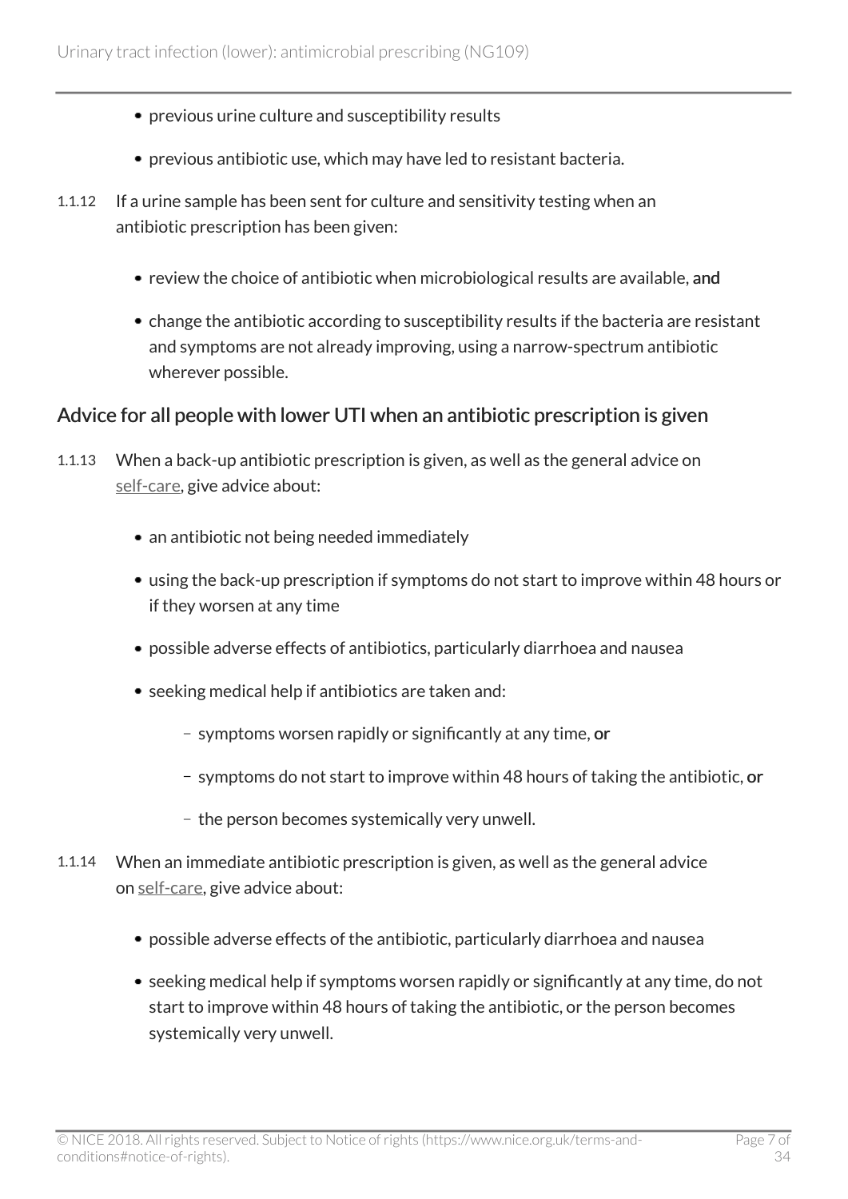- previous urine culture and susceptibility results
- previous antibiotic use, which may have led to resistant bacteria.

1.1.12 If a urine sample has been sent for culture and sensitivity testing when an antibiotic prescription has been given:

- review the choice of antibiotic when microbiological results are available, **and**
- change the antibiotic according to susceptibility results if the bacteria are resistant and symptoms are not already improving, using a narrow-spectrum antibiotic wherever possible.

## Advice for all people with lower UTI when an antibiotic prescription is given

1.1.13 When a back-up antibiotic prescription is given, as well as the general advice on self-care, give advice about:

- an antibiotic not being needed immediately
- using the back-up prescription if symptoms do not start to improve within 48 hours or if they worsen at any time
- possible adverse effects of antibiotics, particularly diarrhoea and nausea
- seeking medical help if antibiotics are taken and:
  - symptoms worsen rapidly or significantly at any time, **or**
  - symptoms do not start to improve within 48 hours of taking the antibiotic, **or**
  - the person becomes systemically very unwell.

1.1.14 When an immediate antibiotic prescription is given, as well as the general advice on self-care, give advice about:

- possible adverse effects of the antibiotic, particularly diarrhoea and nausea
- seeking medical help if symptoms worsen rapidly or significantly at any time, do not start to improve within 48 hours of taking the antibiotic, or the person becomes systemically very unwell.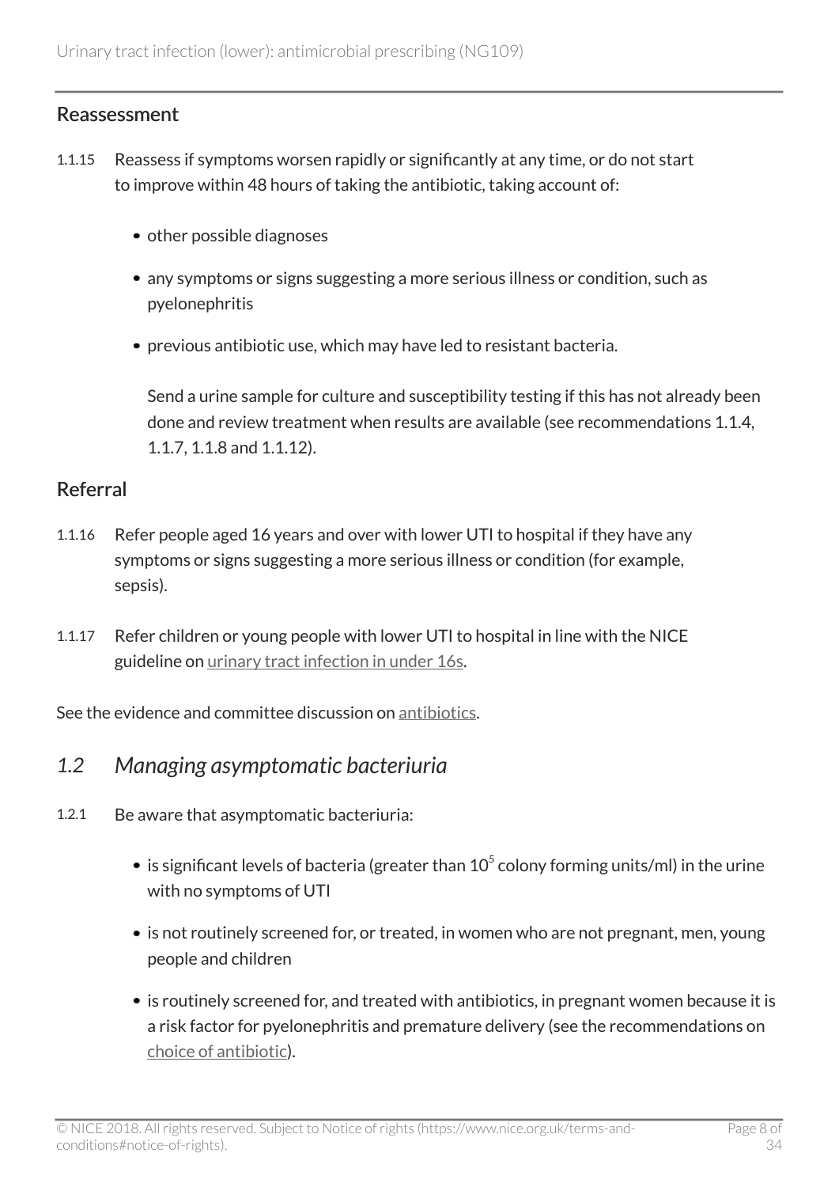### Reassessment

1.1.15 Reassess if symptoms worsen rapidly or significantly at any time, or do not start to improve within 48 hours of taking the antibiotic, taking account of:

- other possible diagnoses
- any symptoms or signs suggesting a more serious illness or condition, such as pyelonephritis
- previous antibiotic use, which may have led to resistant bacteria.

  Send a urine sample for culture and susceptibility testing if this has not already been done and review treatment when results are available (see recommendations 1.1.4, 1.1.7, 1.1.8 and 1.1.12).

### Referral

1.1.16 Refer people aged 16 years and over with lower UTI to hospital if they have any symptoms or signs suggesting a more serious illness or condition (for example, sepsis).

1.1.17 Refer children or young people with lower UTI to hospital in line with the NICE guideline on urinary tract infection in under 16s.

See the evidence and committee discussion on antibiotics.

## *1.2 Managing asymptomatic bacteriuria*

1.2.1 Be aware that asymptomatic bacteriuria:

- is significant levels of bacteria (greater than $10^5$ colony forming units/ml) in the urine with no symptoms of UTI
- is not routinely screened for, or treated, in women who are not pregnant, men, young people and children
- is routinely screened for, and treated with antibiotics, in pregnant women because it is a risk factor for pyelonephritis and premature delivery (see the recommendations on choice of antibiotic).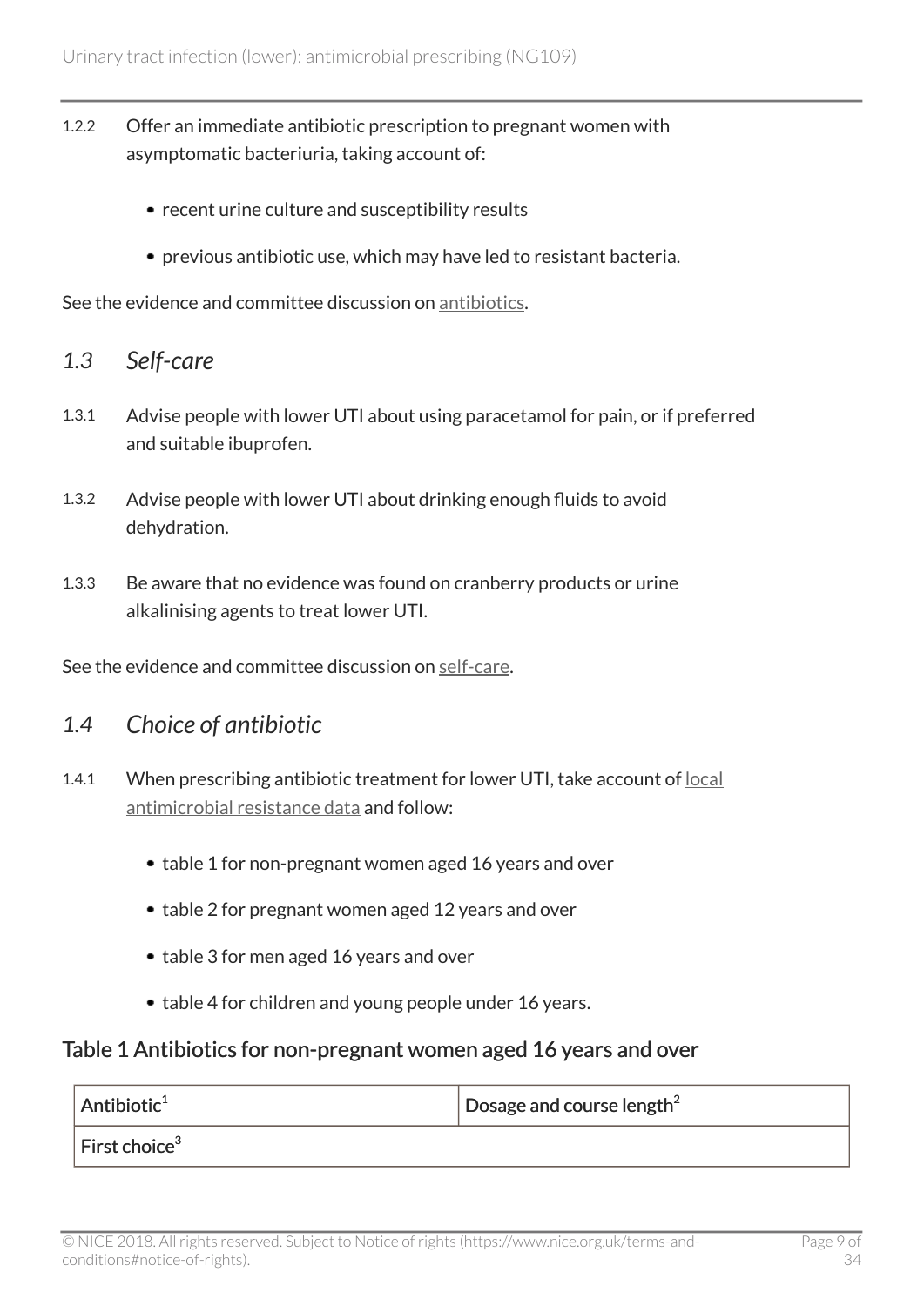1.2.2 Offer an immediate antibiotic prescription to pregnant women with asymptomatic bacteriuria, taking account of:

- recent urine culture and susceptibility results
- previous antibiotic use, which may have led to resistant bacteria.

See the evidence and committee discussion on antibiotics.

## *1.3 Self-care*

1.3.1 Advise people with lower UTI about using paracetamol for pain, or if preferred and suitable ibuprofen.

1.3.2 Advise people with lower UTI about drinking enough fluids to avoid dehydration.

1.3.3 Be aware that no evidence was found on cranberry products or urine alkalinising agents to treat lower UTI.

See the evidence and committee discussion on self-care.

## *1.4 Choice of antibiotic*

1.4.1 When prescribing antibiotic treatment for lower UTI, take account of local antimicrobial resistance data and follow:

- table 1 for non-pregnant women aged 16 years and over
- table 2 for pregnant women aged 12 years and over
- table 3 for men aged 16 years and over
- table 4 for children and young people under 16 years.

### Table 1 Antibiotics for non-pregnant women aged 16 years and over

| Antibiotic[1] | Dosage and course length[2] |
|---|---|
| First choice[3] | |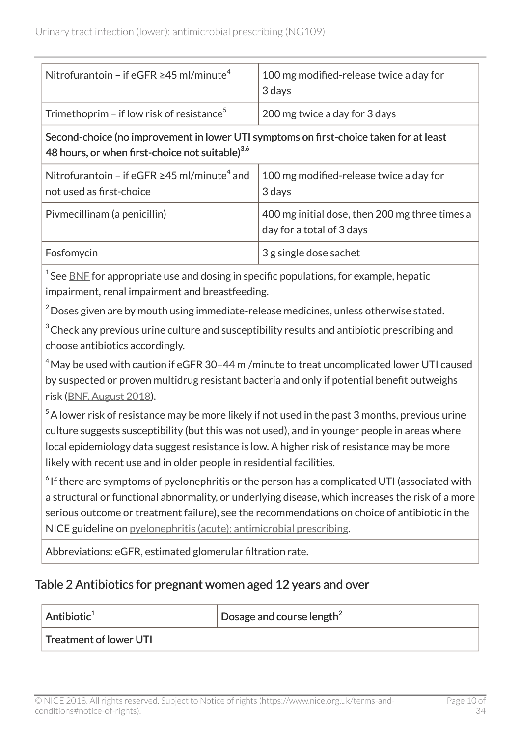| | |
|---|---|
| Nitrofurantoin – if eGFR ≥45 ml/minute[4] | 100 mg modified-release twice a day for 3 days |
| Trimethoprim – if low risk of resistance[5] | 200 mg twice a day for 3 days |
| **Second-choice (no improvement in lower UTI symptoms on first-choice taken for at least 48 hours, or when first-choice not suitable)[3,6]** | |
| Nitrofurantoin – if eGFR ≥45 ml/minute[4] and not used as first-choice | 100 mg modified-release twice a day for 3 days |
| Pivmecillinam (a penicillin) | 400 mg initial dose, then 200 mg three times a day for a total of 3 days |
| Fosfomycin | 3 g single dose sachet |
| [1] See BNF for appropriate use and dosing in specific populations, for example, hepatic impairment, renal impairment and breastfeeding. [2] Doses given are by mouth using immediate-release medicines, unless otherwise stated. [3] Check any previous urine culture and susceptibility results and antibiotic prescribing and choose antibiotics accordingly. [4] May be used with caution if eGFR 30–44 ml/minute to treat uncomplicated lower UTI caused by suspected or proven multidrug resistant bacteria and only if potential benefit outweighs risk (BNF, August 2018). [5] A lower risk of resistance may be more likely if not used in the past 3 months, previous urine culture suggests susceptibility (but this was not used), and in younger people in areas where local epidemiology data suggest resistance is low. A higher risk of resistance may be more likely with recent use and in older people in residential facilities. [6] If there are symptoms of pyelonephritis or the person has a complicated UTI (associated with a structural or functional abnormality, or underlying disease, which increases the risk of a more serious outcome or treatment failure), see the recommendations on choice of antibiotic in the NICE guideline on pyelonephritis (acute): antimicrobial prescribing. | |
| Abbreviations: eGFR, estimated glomerular filtration rate. | |

## Table 2 Antibiotics for pregnant women aged 12 years and over

| Antibiotic[1] | Dosage and course length[2] |
|---|---|
| **Treatment of lower UTI** | |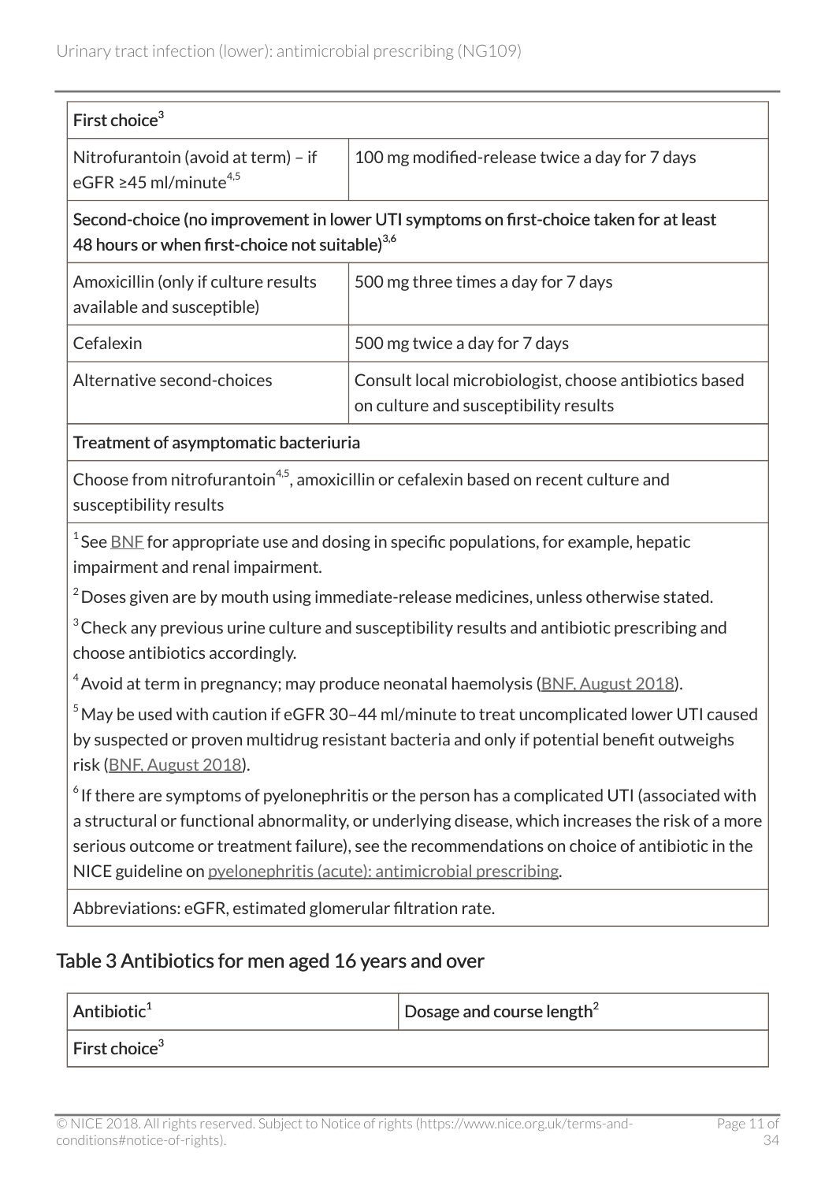| First choice[3] | |
|---|---|
| Nitrofurantoin (avoid at term) – if eGFR ≥45 ml/minute[4,5] | 100 mg modified-release twice a day for 7 days |
| **Second-choice (no improvement in lower UTI symptoms on first-choice taken for at least 48 hours or when first-choice not suitable)[3,6]** | |
| Amoxicillin (only if culture results available and susceptible) | 500 mg three times a day for 7 days |
| Cefalexin | 500 mg twice a day for 7 days |
| Alternative second-choices | Consult local microbiologist, choose antibiotics based on culture and susceptibility results |
| **Treatment of asymptomatic bacteriuria** | |
| Choose from nitrofurantoin[4,5], amoxicillin or cefalexin based on recent culture and susceptibility results | |
| [1] See BNF for appropriate use and dosing in specific populations, for example, hepatic impairment and renal impairment.<br>[2] Doses given are by mouth using immediate-release medicines, unless otherwise stated.<br>[3] Check any previous urine culture and susceptibility results and antibiotic prescribing and choose antibiotics accordingly.<br>[4] Avoid at term in pregnancy; may produce neonatal haemolysis (BNF, August 2018).<br>[5] May be used with caution if eGFR 30–44 ml/minute to treat uncomplicated lower UTI caused by suspected or proven multidrug resistant bacteria and only if potential benefit outweighs risk (BNF, August 2018).<br>[6] If there are symptoms of pyelonephritis or the person has a complicated UTI (associated with a structural or functional abnormality, or underlying disease, which increases the risk of a more serious outcome or treatment failure), see the recommendations on choice of antibiotic in the NICE guideline on pyelonephritis (acute): antimicrobial prescribing. | |
| Abbreviations: eGFR, estimated glomerular filtration rate. | |

## Table 3 Antibiotics for men aged 16 years and over

| Antibiotic[1] | Dosage and course length[2] |
|---|---|
| **First choice[3]** | |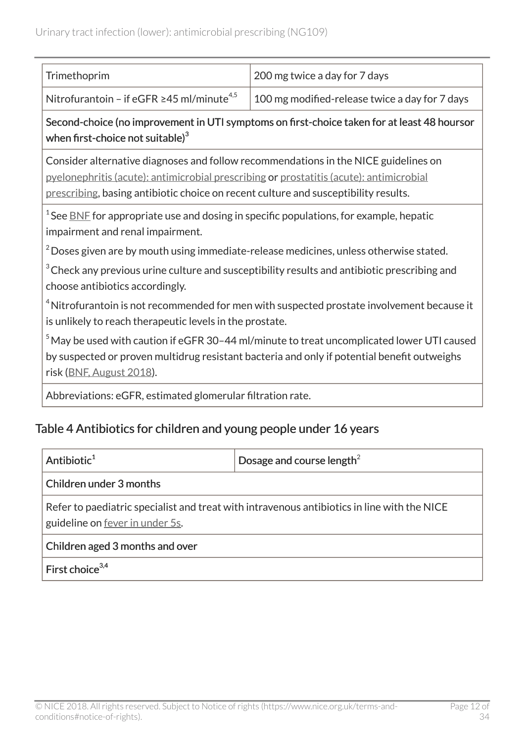| | |
|---|---|
| Trimethoprim | 200 mg twice a day for 7 days |
| Nitrofurantoin – if eGFR ≥45 ml/minute[4,5] | 100 mg modified-release twice a day for 7 days |
| **Second-choice (no improvement in UTI symptoms on first-choice taken for at least 48 hoursor when first-choice not suitable)[3]** | |
| Consider alternative diagnoses and follow recommendations in the NICE guidelines on pyelonephritis (acute): antimicrobial prescribing or prostatitis (acute): antimicrobial prescribing, basing antibiotic choice on recent culture and susceptibility results. | |
| [1] See BNF for appropriate use and dosing in specific populations, for example, hepatic impairment and renal impairment.<br>[2] Doses given are by mouth using immediate-release medicines, unless otherwise stated.<br>[3] Check any previous urine culture and susceptibility results and antibiotic prescribing and choose antibiotics accordingly.<br>[4] Nitrofurantoin is not recommended for men with suspected prostate involvement because it is unlikely to reach therapeutic levels in the prostate.<br>[5] May be used with caution if eGFR 30–44 ml/minute to treat uncomplicated lower UTI caused by suspected or proven multidrug resistant bacteria and only if potential benefit outweighs risk (BNF, August 2018). | |
| Abbreviations: eGFR, estimated glomerular filtration rate. | |

## Table 4 Antibiotics for children and young people under 16 years

| Antibiotic[1] | Dosage and course length[2] |
|---|---|
| **Children under 3 months** | |
| Refer to paediatric specialist and treat with intravenous antibiotics in line with the NICE guideline on fever in under 5s. | |
| **Children aged 3 months and over** | |
| **First choice[3,4]** | |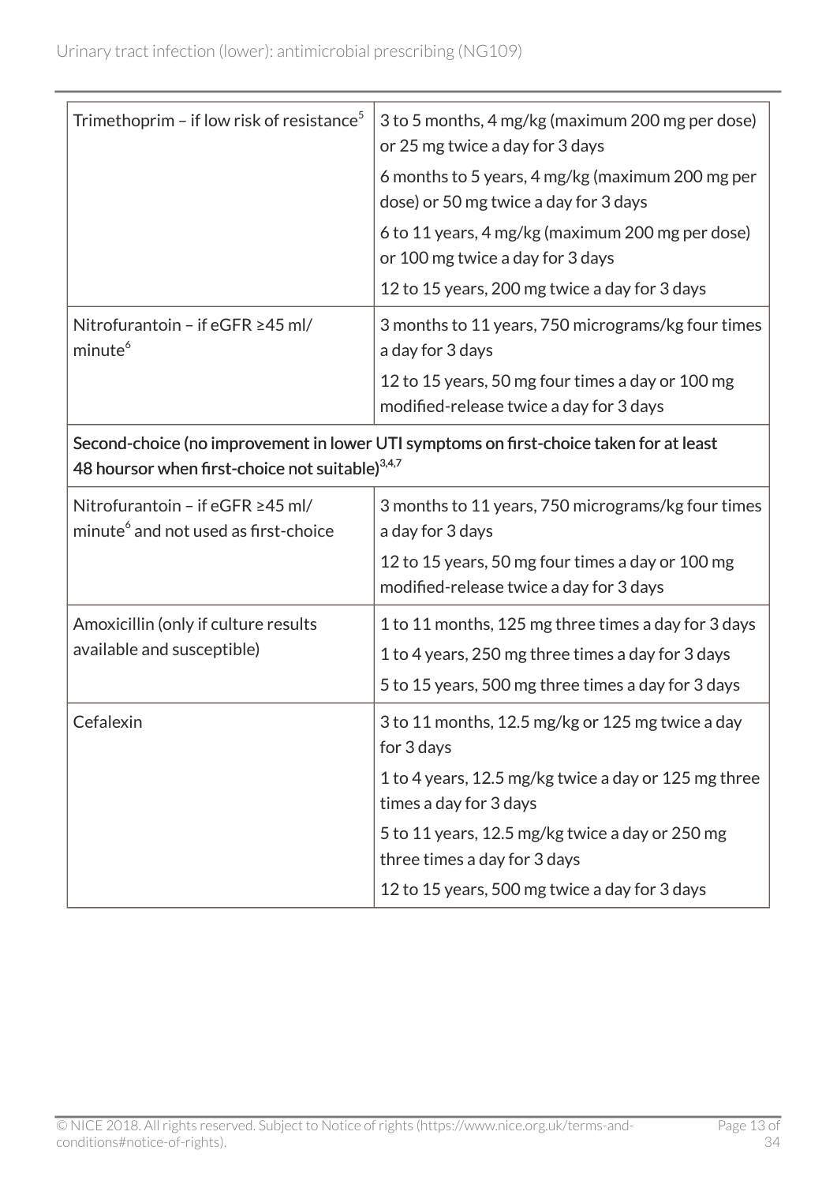| | |
|---|---|
| Trimethoprim – if low risk of resistance[5] | 3 to 5 months, 4 mg/kg (maximum 200 mg per dose) or 25 mg twice a day for 3 days<br><br>6 months to 5 years, 4 mg/kg (maximum 200 mg per dose) or 50 mg twice a day for 3 days<br><br>6 to 11 years, 4 mg/kg (maximum 200 mg per dose) or 100 mg twice a day for 3 days<br><br>12 to 15 years, 200 mg twice a day for 3 days |
| Nitrofurantoin – if eGFR ≥45 ml/minute[6] | 3 months to 11 years, 750 micrograms/kg four times a day for 3 days<br><br>12 to 15 years, 50 mg four times a day or 100 mg modified-release twice a day for 3 days |
| **Second-choice (no improvement in lower UTI symptoms on first-choice taken for at least 48 hoursor when first-choice not suitable)[3,4,7]** | |
| Nitrofurantoin – if eGFR ≥45 ml/minute[6] and not used as first-choice | 3 months to 11 years, 750 micrograms/kg four times a day for 3 days<br><br>12 to 15 years, 50 mg four times a day or 100 mg modified-release twice a day for 3 days |
| Amoxicillin (only if culture results available and susceptible) | 1 to 11 months, 125 mg three times a day for 3 days<br><br>1 to 4 years, 250 mg three times a day for 3 days<br><br>5 to 15 years, 500 mg three times a day for 3 days |
| Cefalexin | 3 to 11 months, 12.5 mg/kg or 125 mg twice a day for 3 days<br><br>1 to 4 years, 12.5 mg/kg twice a day or 125 mg three times a day for 3 days<br><br>5 to 11 years, 12.5 mg/kg twice a day or 250 mg three times a day for 3 days<br><br>12 to 15 years, 500 mg twice a day for 3 days |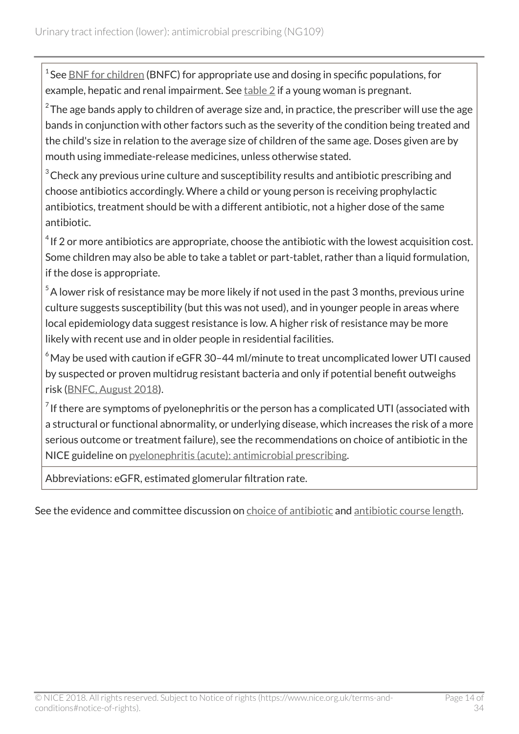| |
|---|
| [1] See BNF for children (BNFC) for appropriate use and dosing in specific populations, for example, hepatic and renal impairment. See table 2 if a young woman is pregnant. |
| [2] The age bands apply to children of average size and, in practice, the prescriber will use the age bands in conjunction with other factors such as the severity of the condition being treated and the child's size in relation to the average size of children of the same age. Doses given are by mouth using immediate-release medicines, unless otherwise stated. |
| [3] Check any previous urine culture and susceptibility results and antibiotic prescribing and choose antibiotics accordingly. Where a child or young person is receiving prophylactic antibiotics, treatment should be with a different antibiotic, not a higher dose of the same antibiotic. |
| [4] If 2 or more antibiotics are appropriate, choose the antibiotic with the lowest acquisition cost. Some children may also be able to take a tablet or part-tablet, rather than a liquid formulation, if the dose is appropriate. |
| [5] A lower risk of resistance may be more likely if not used in the past 3 months, previous urine culture suggests susceptibility (but this was not used), and in younger people in areas where local epidemiology data suggest resistance is low. A higher risk of resistance may be more likely with recent use and in older people in residential facilities. |
| [6] May be used with caution if eGFR 30–44 ml/minute to treat uncomplicated lower UTI caused by suspected or proven multidrug resistant bacteria and only if potential benefit outweighs risk (BNFC, August 2018). |
| [7] If there are symptoms of pyelonephritis or the person has a complicated UTI (associated with a structural or functional abnormality, or underlying disease, which increases the risk of a more serious outcome or treatment failure), see the recommendations on choice of antibiotic in the NICE guideline on pyelonephritis (acute): antimicrobial prescribing. |
| Abbreviations: eGFR, estimated glomerular filtration rate. |

See the evidence and committee discussion on choice of antibiotic and antibiotic course length.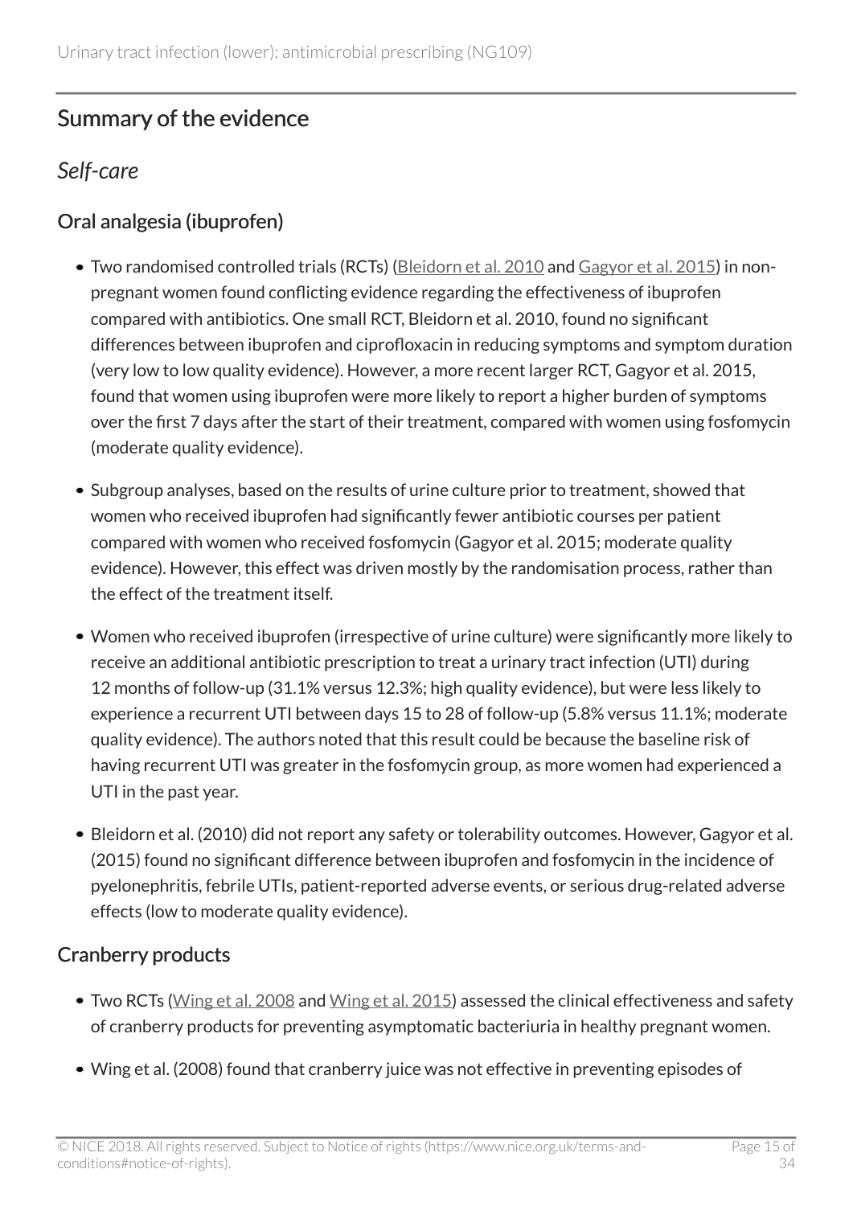## Summary of the evidence

### *Self-care*

#### Oral analgesia (ibuprofen)

- Two randomised controlled trials (RCTs) (Bleidorn et al. 2010 and Gagyor et al. 2015) in non-pregnant women found conflicting evidence regarding the effectiveness of ibuprofen compared with antibiotics. One small RCT, Bleidorn et al. 2010, found no significant differences between ibuprofen and ciprofloxacin in reducing symptoms and symptom duration (very low to low quality evidence). However, a more recent larger RCT, Gagyor et al. 2015, found that women using ibuprofen were more likely to report a higher burden of symptoms over the first 7 days after the start of their treatment, compared with women using fosfomycin (moderate quality evidence).
- Subgroup analyses, based on the results of urine culture prior to treatment, showed that women who received ibuprofen had significantly fewer antibiotic courses per patient compared with women who received fosfomycin (Gagyor et al. 2015; moderate quality evidence). However, this effect was driven mostly by the randomisation process, rather than the effect of the treatment itself.
- Women who received ibuprofen (irrespective of urine culture) were significantly more likely to receive an additional antibiotic prescription to treat a urinary tract infection (UTI) during 12 months of follow-up (31.1% versus 12.3%; high quality evidence), but were less likely to experience a recurrent UTI between days 15 to 28 of follow-up (5.8% versus 11.1%; moderate quality evidence). The authors noted that this result could be because the baseline risk of having recurrent UTI was greater in the fosfomycin group, as more women had experienced a UTI in the past year.
- Bleidorn et al. (2010) did not report any safety or tolerability outcomes. However, Gagyor et al. (2015) found no significant difference between ibuprofen and fosfomycin in the incidence of pyelonephritis, febrile UTIs, patient-reported adverse events, or serious drug-related adverse effects (low to moderate quality evidence).

#### Cranberry products

- Two RCTs (Wing et al. 2008 and Wing et al. 2015) assessed the clinical effectiveness and safety of cranberry products for preventing asymptomatic bacteriuria in healthy pregnant women.
- Wing et al. (2008) found that cranberry juice was not effective in preventing episodes of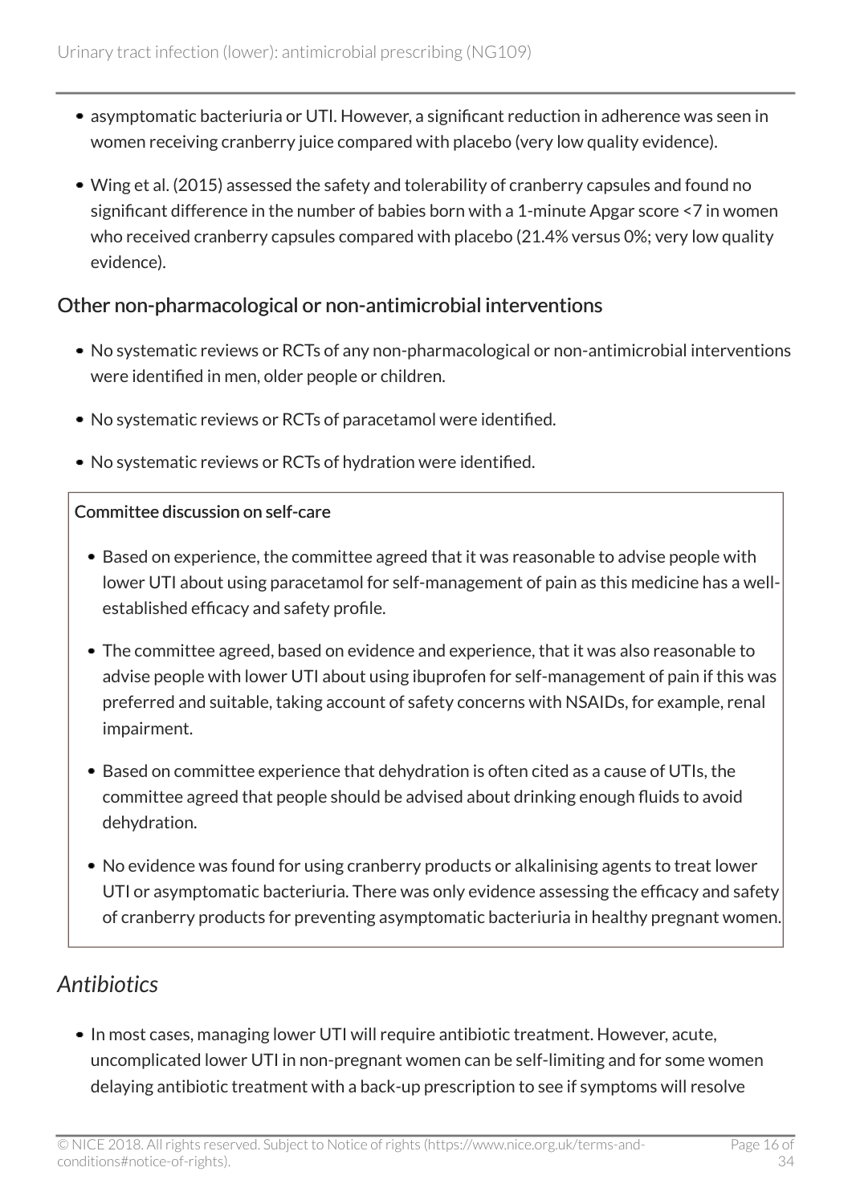- asymptomatic bacteriuria or UTI. However, a significant reduction in adherence was seen in women receiving cranberry juice compared with placebo (very low quality evidence).
- Wing et al. (2015) assessed the safety and tolerability of cranberry capsules and found no significant difference in the number of babies born with a 1-minute Apgar score <7 in women who received cranberry capsules compared with placebo (21.4% versus 0%; very low quality evidence).

### Other non-pharmacological or non-antimicrobial interventions

- No systematic reviews or RCTs of any non-pharmacological or non-antimicrobial interventions were identified in men, older people or children.
- No systematic reviews or RCTs of paracetamol were identified.
- No systematic reviews or RCTs of hydration were identified.

#### Committee discussion on self-care

- Based on experience, the committee agreed that it was reasonable to advise people with lower UTI about using paracetamol for self-management of pain as this medicine has a well-established efficacy and safety profile.
- The committee agreed, based on evidence and experience, that it was also reasonable to advise people with lower UTI about using ibuprofen for self-management of pain if this was preferred and suitable, taking account of safety concerns with NSAIDs, for example, renal impairment.
- Based on committee experience that dehydration is often cited as a cause of UTIs, the committee agreed that people should be advised about drinking enough fluids to avoid dehydration.
- No evidence was found for using cranberry products or alkalinising agents to treat lower UTI or asymptomatic bacteriuria. There was only evidence assessing the efficacy and safety of cranberry products for preventing asymptomatic bacteriuria in healthy pregnant women.

## *Antibiotics*

- In most cases, managing lower UTI will require antibiotic treatment. However, acute, uncomplicated lower UTI in non-pregnant women can be self-limiting and for some women delaying antibiotic treatment with a back-up prescription to see if symptoms will resolve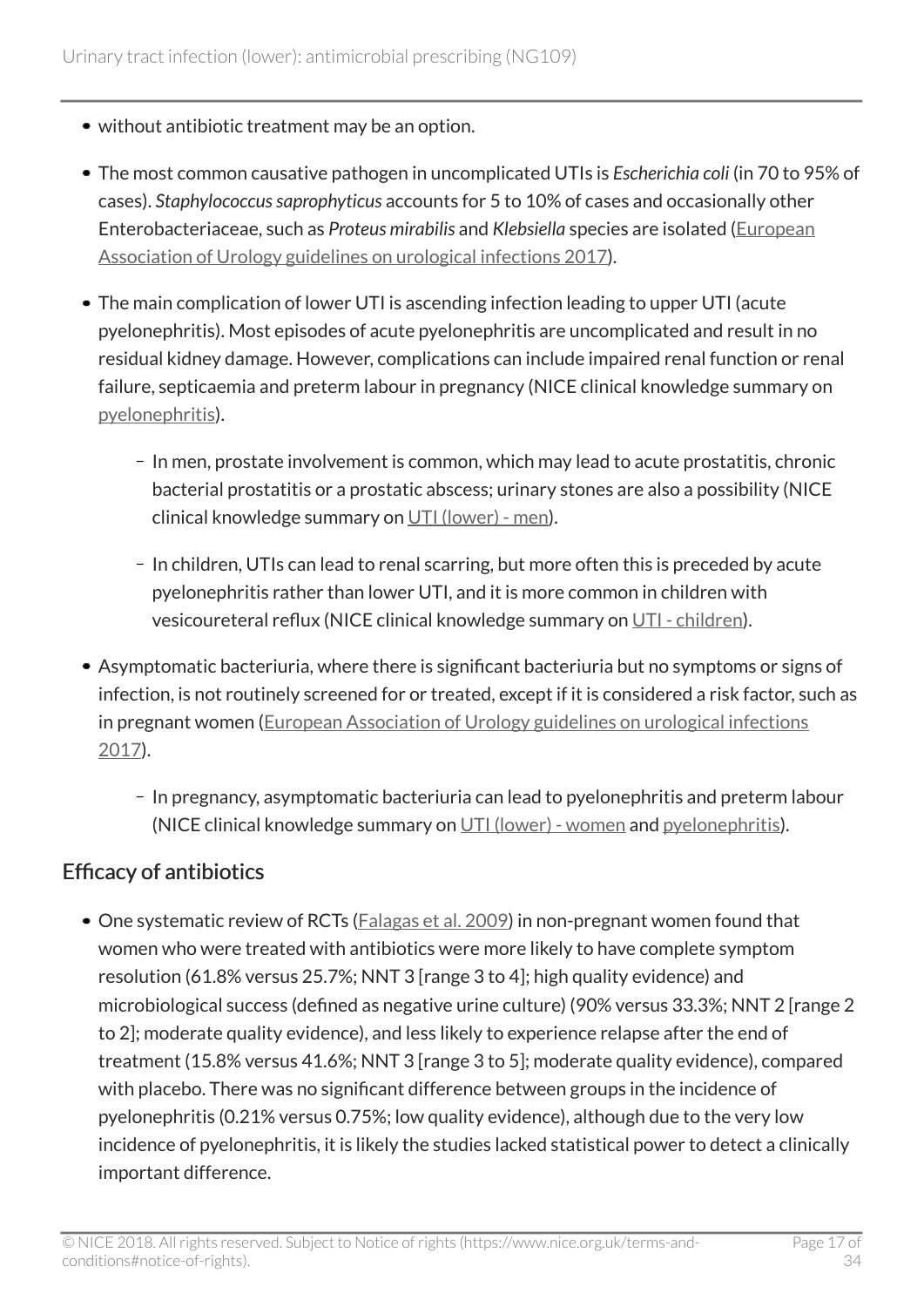- without antibiotic treatment may be an option.
- The most common causative pathogen in uncomplicated UTIs is *Escherichia coli* (in 70 to 95% of cases). *Staphylococcus saprophyticus* accounts for 5 to 10% of cases and occasionally other Enterobacteriaceae, such as *Proteus mirabilis* and *Klebsiella* species are isolated (European Association of Urology guidelines on urological infections 2017).
- The main complication of lower UTI is ascending infection leading to upper UTI (acute pyelonephritis). Most episodes of acute pyelonephritis are uncomplicated and result in no residual kidney damage. However, complications can include impaired renal function or renal failure, septicaemia and preterm labour in pregnancy (NICE clinical knowledge summary on pyelonephritis).
  - In men, prostate involvement is common, which may lead to acute prostatitis, chronic bacterial prostatitis or a prostatic abscess; urinary stones are also a possibility (NICE clinical knowledge summary on UTI (lower) - men).
  - In children, UTIs can lead to renal scarring, but more often this is preceded by acute pyelonephritis rather than lower UTI, and it is more common in children with vesicoureteral reflux (NICE clinical knowledge summary on UTI - children).
- Asymptomatic bacteriuria, where there is significant bacteriuria but no symptoms or signs of infection, is not routinely screened for or treated, except if it is considered a risk factor, such as in pregnant women (European Association of Urology guidelines on urological infections 2017).
  - In pregnancy, asymptomatic bacteriuria can lead to pyelonephritis and preterm labour (NICE clinical knowledge summary on UTI (lower) - women and pyelonephritis).

## Efficacy of antibiotics

- One systematic review of RCTs (Falagas et al. 2009) in non-pregnant women found that women who were treated with antibiotics were more likely to have complete symptom resolution (61.8% versus 25.7%; NNT 3 [range 3 to 4]; high quality evidence) and microbiological success (defined as negative urine culture) (90% versus 33.3%; NNT 2 [range 2 to 2]; moderate quality evidence), and less likely to experience relapse after the end of treatment (15.8% versus 41.6%; NNT 3 [range 3 to 5]; moderate quality evidence), compared with placebo. There was no significant difference between groups in the incidence of pyelonephritis (0.21% versus 0.75%; low quality evidence), although due to the very low incidence of pyelonephritis, it is likely the studies lacked statistical power to detect a clinically important difference.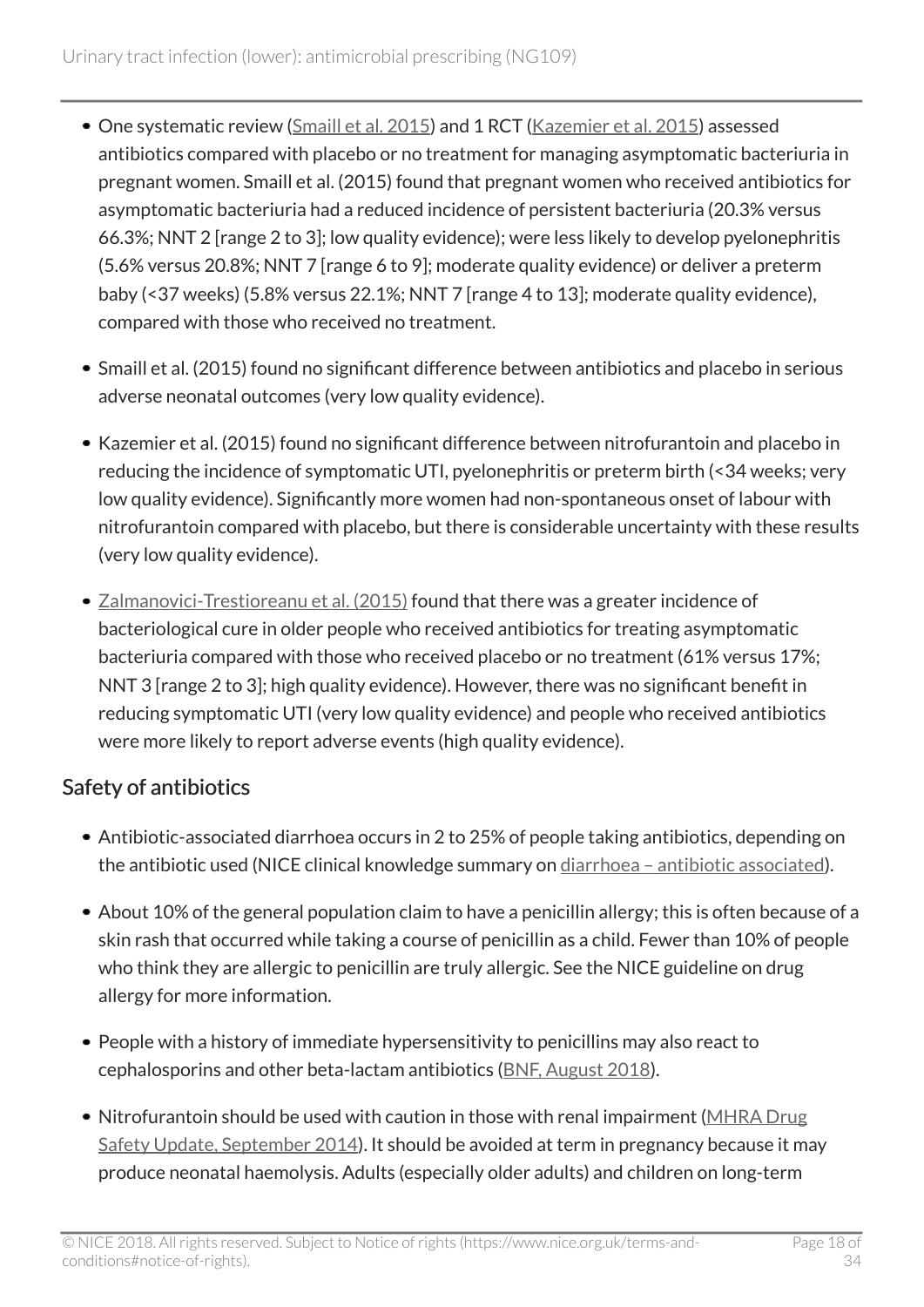- One systematic review (Smaill et al. 2015) and 1 RCT (Kazemier et al. 2015) assessed antibiotics compared with placebo or no treatment for managing asymptomatic bacteriuria in pregnant women. Smaill et al. (2015) found that pregnant women who received antibiotics for asymptomatic bacteriuria had a reduced incidence of persistent bacteriuria (20.3% versus 66.3%; NNT 2 [range 2 to 3]; low quality evidence); were less likely to develop pyelonephritis (5.6% versus 20.8%; NNT 7 [range 6 to 9]; moderate quality evidence) or deliver a preterm baby (<37 weeks) (5.8% versus 22.1%; NNT 7 [range 4 to 13]; moderate quality evidence), compared with those who received no treatment.
- Smaill et al. (2015) found no significant difference between antibiotics and placebo in serious adverse neonatal outcomes (very low quality evidence).
- Kazemier et al. (2015) found no significant difference between nitrofurantoin and placebo in reducing the incidence of symptomatic UTI, pyelonephritis or preterm birth (<34 weeks; very low quality evidence). Significantly more women had non-spontaneous onset of labour with nitrofurantoin compared with placebo, but there is considerable uncertainty with these results (very low quality evidence).
- Zalmanovici-Trestioreanu et al. (2015) found that there was a greater incidence of bacteriological cure in older people who received antibiotics for treating asymptomatic bacteriuria compared with those who received placebo or no treatment (61% versus 17%; NNT 3 [range 2 to 3]; high quality evidence). However, there was no significant benefit in reducing symptomatic UTI (very low quality evidence) and people who received antibiotics were more likely to report adverse events (high quality evidence).

## Safety of antibiotics

- Antibiotic-associated diarrhoea occurs in 2 to 25% of people taking antibiotics, depending on the antibiotic used (NICE clinical knowledge summary on diarrhoea – antibiotic associated).
- About 10% of the general population claim to have a penicillin allergy; this is often because of a skin rash that occurred while taking a course of penicillin as a child. Fewer than 10% of people who think they are allergic to penicillin are truly allergic. See the NICE guideline on drug allergy for more information.
- People with a history of immediate hypersensitivity to penicillins may also react to cephalosporins and other beta-lactam antibiotics (BNF, August 2018).
- Nitrofurantoin should be used with caution in those with renal impairment (MHRA Drug Safety Update, September 2014). It should be avoided at term in pregnancy because it may produce neonatal haemolysis. Adults (especially older adults) and children on long-term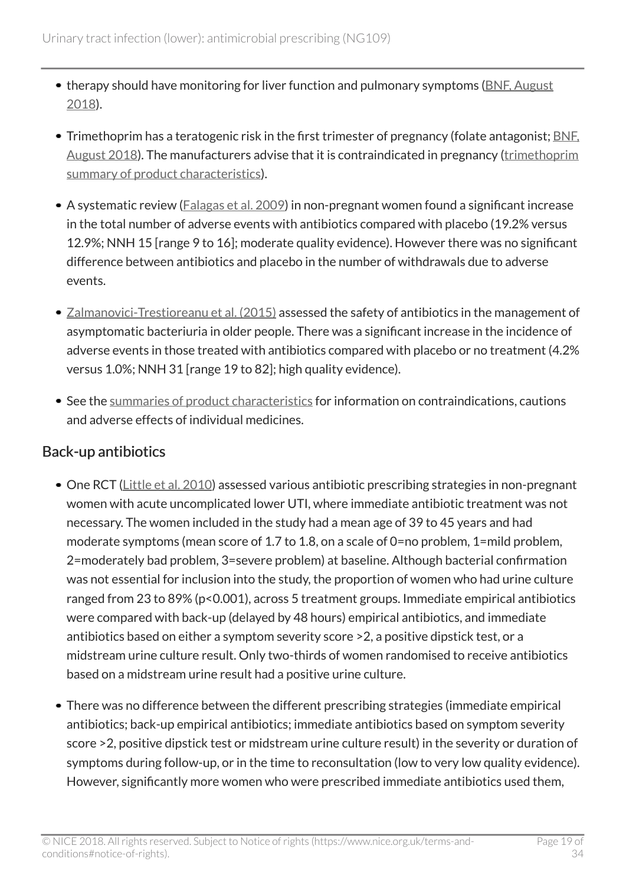- therapy should have monitoring for liver function and pulmonary symptoms (BNF, August 2018).
- Trimethoprim has a teratogenic risk in the first trimester of pregnancy (folate antagonist; BNF, August 2018). The manufacturers advise that it is contraindicated in pregnancy (trimethoprim summary of product characteristics).
- A systematic review (Falagas et al. 2009) in non-pregnant women found a significant increase in the total number of adverse events with antibiotics compared with placebo (19.2% versus 12.9%; NNH 15 [range 9 to 16]; moderate quality evidence). However there was no significant difference between antibiotics and placebo in the number of withdrawals due to adverse events.
- Zalmanovici-Trestioreanu et al. (2015) assessed the safety of antibiotics in the management of asymptomatic bacteriuria in older people. There was a significant increase in the incidence of adverse events in those treated with antibiotics compared with placebo or no treatment (4.2% versus 1.0%; NNH 31 [range 19 to 82]; high quality evidence).
- See the summaries of product characteristics for information on contraindications, cautions and adverse effects of individual medicines.

## Back-up antibiotics

- One RCT (Little et al. 2010) assessed various antibiotic prescribing strategies in non-pregnant women with acute uncomplicated lower UTI, where immediate antibiotic treatment was not necessary. The women included in the study had a mean age of 39 to 45 years and had moderate symptoms (mean score of 1.7 to 1.8, on a scale of 0=no problem, 1=mild problem, 2=moderately bad problem, 3=severe problem) at baseline. Although bacterial confirmation was not essential for inclusion into the study, the proportion of women who had urine culture ranged from 23 to 89% ($p<0.001$), across 5 treatment groups. Immediate empirical antibiotics were compared with back-up (delayed by 48 hours) empirical antibiotics, and immediate antibiotics based on either a symptom severity score >2, a positive dipstick test, or a midstream urine culture result. Only two-thirds of women randomised to receive antibiotics based on a midstream urine result had a positive urine culture.
- There was no difference between the different prescribing strategies (immediate empirical antibiotics; back-up empirical antibiotics; immediate antibiotics based on symptom severity score >2, positive dipstick test or midstream urine culture result) in the severity or duration of symptoms during follow-up, or in the time to reconsultation (low to very low quality evidence). However, significantly more women who were prescribed immediate antibiotics used them,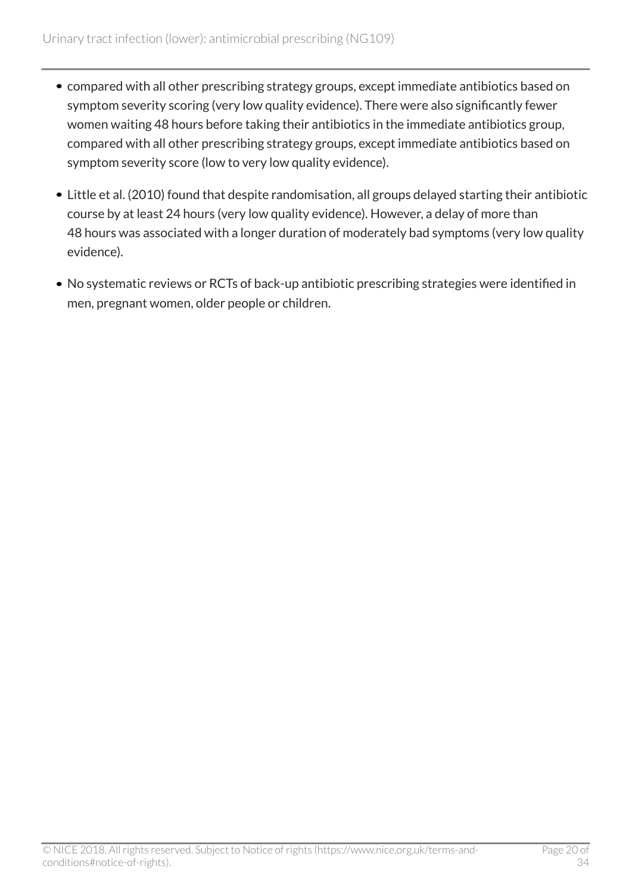- compared with all other prescribing strategy groups, except immediate antibiotics based on symptom severity scoring (very low quality evidence). There were also significantly fewer women waiting 48 hours before taking their antibiotics in the immediate antibiotics group, compared with all other prescribing strategy groups, except immediate antibiotics based on symptom severity score (low to very low quality evidence).
- Little et al. (2010) found that despite randomisation, all groups delayed starting their antibiotic course by at least 24 hours (very low quality evidence). However, a delay of more than 48 hours was associated with a longer duration of moderately bad symptoms (very low quality evidence).
- No systematic reviews or RCTs of back-up antibiotic prescribing strategies were identified in men, pregnant women, older people or children.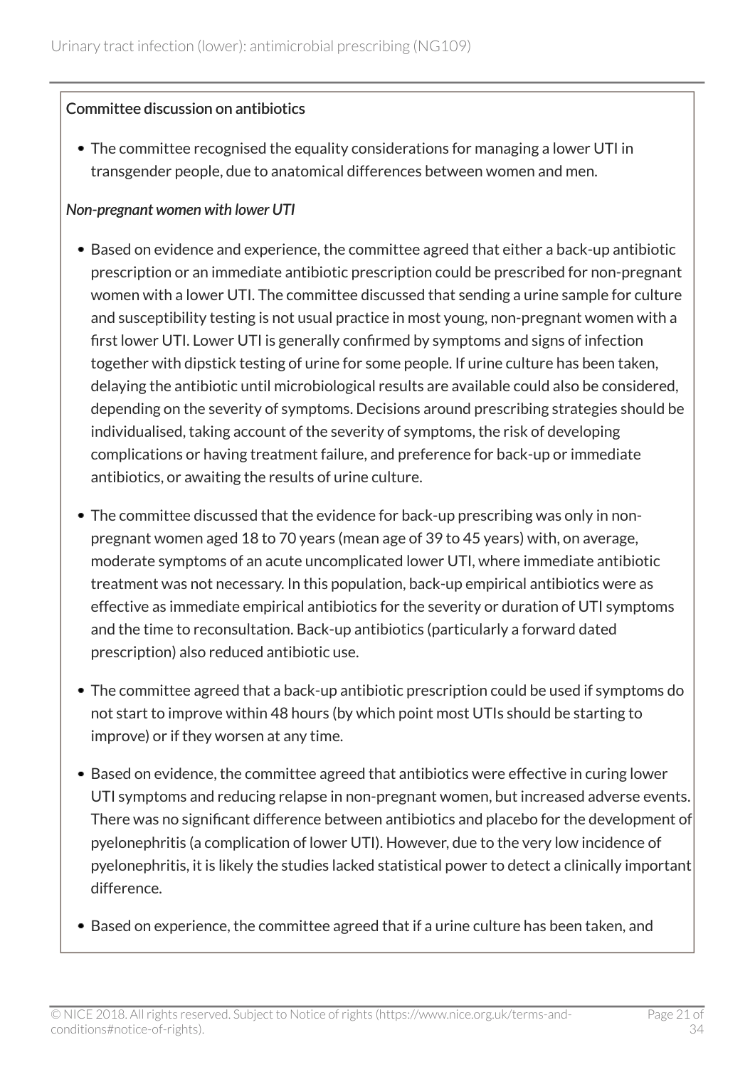**Committee discussion on antibiotics**

- The committee recognised the equality considerations for managing a lower UTI in transgender people, due to anatomical differences between women and men.

*Non-pregnant women with lower UTI*

- Based on evidence and experience, the committee agreed that either a back-up antibiotic prescription or an immediate antibiotic prescription could be prescribed for non-pregnant women with a lower UTI. The committee discussed that sending a urine sample for culture and susceptibility testing is not usual practice in most young, non-pregnant women with a first lower UTI. Lower UTI is generally confirmed by symptoms and signs of infection together with dipstick testing of urine for some people. If urine culture has been taken, delaying the antibiotic until microbiological results are available could also be considered, depending on the severity of symptoms. Decisions around prescribing strategies should be individualised, taking account of the severity of symptoms, the risk of developing complications or having treatment failure, and preference for back-up or immediate antibiotics, or awaiting the results of urine culture.
- The committee discussed that the evidence for back-up prescribing was only in non-pregnant women aged 18 to 70 years (mean age of 39 to 45 years) with, on average, moderate symptoms of an acute uncomplicated lower UTI, where immediate antibiotic treatment was not necessary. In this population, back-up empirical antibiotics were as effective as immediate empirical antibiotics for the severity or duration of UTI symptoms and the time to reconsultation. Back-up antibiotics (particularly a forward dated prescription) also reduced antibiotic use.
- The committee agreed that a back-up antibiotic prescription could be used if symptoms do not start to improve within 48 hours (by which point most UTIs should be starting to improve) or if they worsen at any time.
- Based on evidence, the committee agreed that antibiotics were effective in curing lower UTI symptoms and reducing relapse in non-pregnant women, but increased adverse events. There was no significant difference between antibiotics and placebo for the development of pyelonephritis (a complication of lower UTI). However, due to the very low incidence of pyelonephritis, it is likely the studies lacked statistical power to detect a clinically important difference.
- Based on experience, the committee agreed that if a urine culture has been taken, and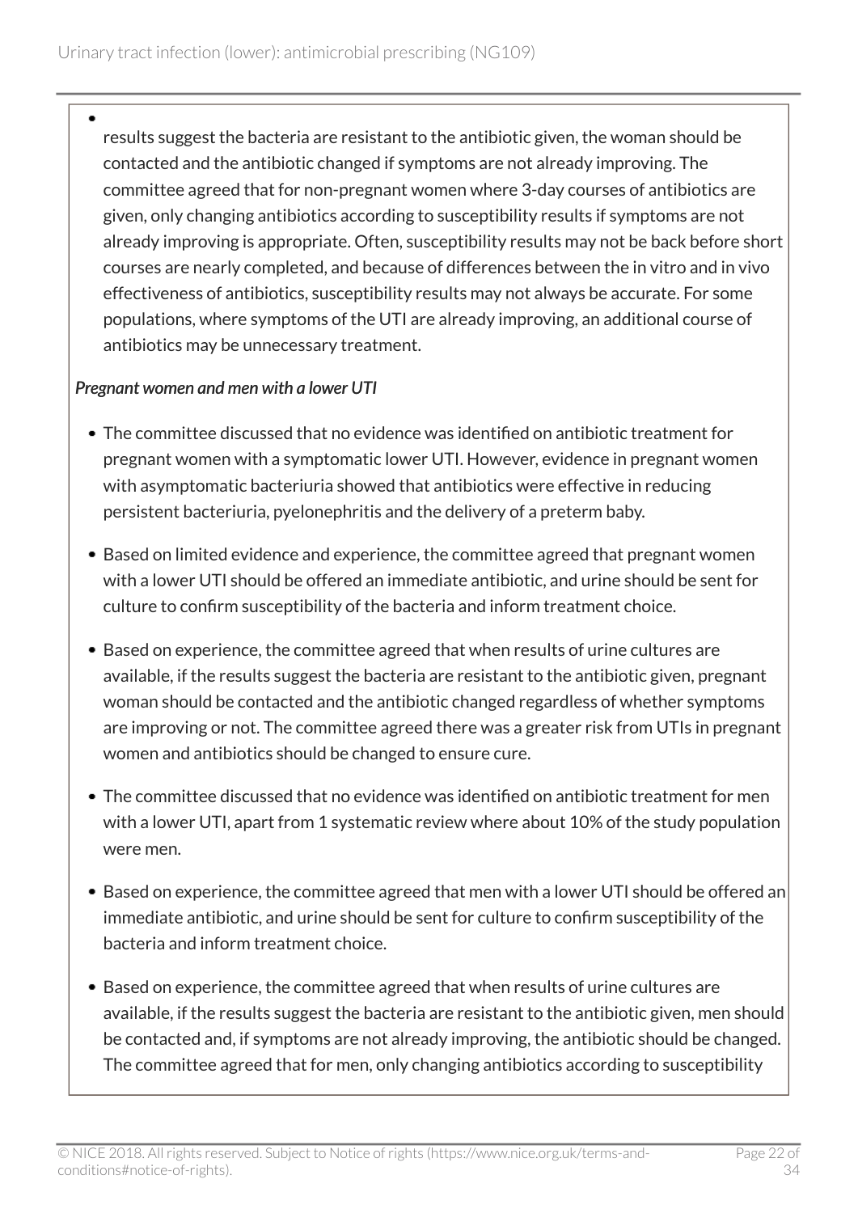- results suggest the bacteria are resistant to the antibiotic given, the woman should be contacted and the antibiotic changed if symptoms are not already improving. The committee agreed that for non-pregnant women where 3-day courses of antibiotics are given, only changing antibiotics according to susceptibility results if symptoms are not already improving is appropriate. Often, susceptibility results may not be back before short courses are nearly completed, and because of differences between the in vitro and in vivo effectiveness of antibiotics, susceptibility results may not always be accurate. For some populations, where symptoms of the UTI are already improving, an additional course of antibiotics may be unnecessary treatment.

*Pregnant women and men with a lower UTI*

- The committee discussed that no evidence was identified on antibiotic treatment for pregnant women with a symptomatic lower UTI. However, evidence in pregnant women with asymptomatic bacteriuria showed that antibiotics were effective in reducing persistent bacteriuria, pyelonephritis and the delivery of a preterm baby.
- Based on limited evidence and experience, the committee agreed that pregnant women with a lower UTI should be offered an immediate antibiotic, and urine should be sent for culture to confirm susceptibility of the bacteria and inform treatment choice.
- Based on experience, the committee agreed that when results of urine cultures are available, if the results suggest the bacteria are resistant to the antibiotic given, pregnant woman should be contacted and the antibiotic changed regardless of whether symptoms are improving or not. The committee agreed there was a greater risk from UTIs in pregnant women and antibiotics should be changed to ensure cure.
- The committee discussed that no evidence was identified on antibiotic treatment for men with a lower UTI, apart from 1 systematic review where about 10% of the study population were men.
- Based on experience, the committee agreed that men with a lower UTI should be offered an immediate antibiotic, and urine should be sent for culture to confirm susceptibility of the bacteria and inform treatment choice.
- Based on experience, the committee agreed that when results of urine cultures are available, if the results suggest the bacteria are resistant to the antibiotic given, men should be contacted and, if symptoms are not already improving, the antibiotic should be changed. The committee agreed that for men, only changing antibiotics according to susceptibility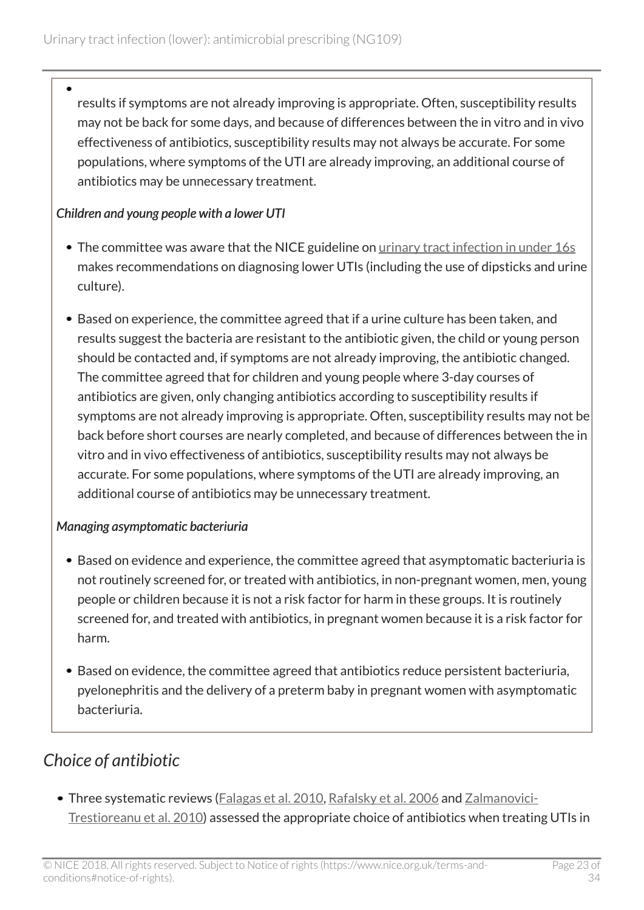- results if symptoms are not already improving is appropriate. Often, susceptibility results may not be back for some days, and because of differences between the in vitro and in vivo effectiveness of antibiotics, susceptibility results may not always be accurate. For some populations, where symptoms of the UTI are already improving, an additional course of antibiotics may be unnecessary treatment.

*Children and young people with a lower UTI*

- The committee was aware that the NICE guideline on urinary tract infection in under 16s makes recommendations on diagnosing lower UTIs (including the use of dipsticks and urine culture).
- Based on experience, the committee agreed that if a urine culture has been taken, and results suggest the bacteria are resistant to the antibiotic given, the child or young person should be contacted and, if symptoms are not already improving, the antibiotic changed. The committee agreed that for children and young people where 3-day courses of antibiotics are given, only changing antibiotics according to susceptibility results if symptoms are not already improving is appropriate. Often, susceptibility results may not be back before short courses are nearly completed, and because of differences between the in vitro and in vivo effectiveness of antibiotics, susceptibility results may not always be accurate. For some populations, where symptoms of the UTI are already improving, an additional course of antibiotics may be unnecessary treatment.

*Managing asymptomatic bacteriuria*

- Based on evidence and experience, the committee agreed that asymptomatic bacteriuria is not routinely screened for, or treated with antibiotics, in non-pregnant women, men, young people or children because it is not a risk factor for harm in these groups. It is routinely screened for, and treated with antibiotics, in pregnant women because it is a risk factor for harm.
- Based on evidence, the committee agreed that antibiotics reduce persistent bacteriuria, pyelonephritis and the delivery of a preterm baby in pregnant women with asymptomatic bacteriuria.

## *Choice of antibiotic*

- Three systematic reviews (Falagas et al. 2010, Rafalsky et al. 2006 and Zalmanovici-Trestioreanu et al. 2010) assessed the appropriate choice of antibiotics when treating UTIs in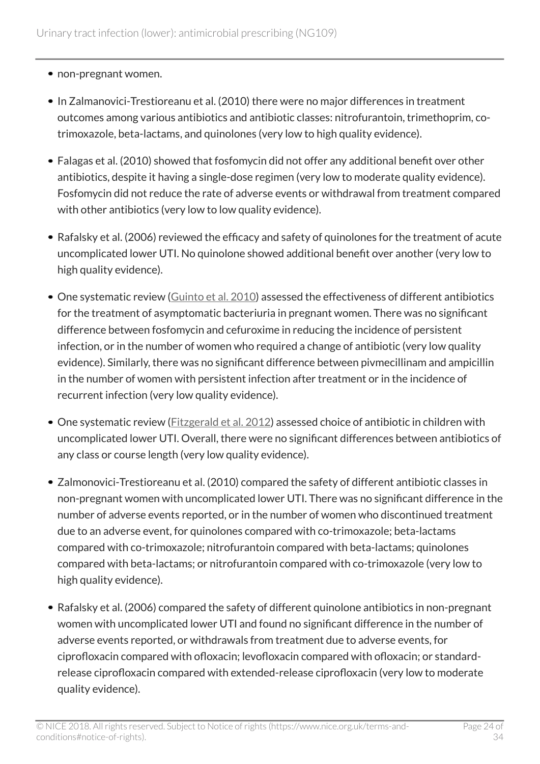- non-pregnant women.
- In Zalmanovici-Trestioreanu et al. (2010) there were no major differences in treatment outcomes among various antibiotics and antibiotic classes: nitrofurantoin, trimethoprim, co-trimoxazole, beta-lactams, and quinolones (very low to high quality evidence).
- Falagas et al. (2010) showed that fosfomycin did not offer any additional benefit over other antibiotics, despite it having a single-dose regimen (very low to moderate quality evidence). Fosfomycin did not reduce the rate of adverse events or withdrawal from treatment compared with other antibiotics (very low to low quality evidence).
- Rafalsky et al. (2006) reviewed the efficacy and safety of quinolones for the treatment of acute uncomplicated lower UTI. No quinolone showed additional benefit over another (very low to high quality evidence).
- One systematic review (Guinto et al. 2010) assessed the effectiveness of different antibiotics for the treatment of asymptomatic bacteriuria in pregnant women. There was no significant difference between fosfomycin and cefuroxime in reducing the incidence of persistent infection, or in the number of women who required a change of antibiotic (very low quality evidence). Similarly, there was no significant difference between pivmecillinam and ampicillin in the number of women with persistent infection after treatment or in the incidence of recurrent infection (very low quality evidence).
- One systematic review (Fitzgerald et al. 2012) assessed choice of antibiotic in children with uncomplicated lower UTI. Overall, there were no significant differences between antibiotics of any class or course length (very low quality evidence).
- Zalmonovici-Trestioreanu et al. (2010) compared the safety of different antibiotic classes in non-pregnant women with uncomplicated lower UTI. There was no significant difference in the number of adverse events reported, or in the number of women who discontinued treatment due to an adverse event, for quinolones compared with co-trimoxazole; beta-lactams compared with co-trimoxazole; nitrofurantoin compared with beta-lactams; quinolones compared with beta-lactams; or nitrofurantoin compared with co-trimoxazole (very low to high quality evidence).
- Rafalsky et al. (2006) compared the safety of different quinolone antibiotics in non-pregnant women with uncomplicated lower UTI and found no significant difference in the number of adverse events reported, or withdrawals from treatment due to adverse events, for ciprofloxacin compared with ofloxacin; levofloxacin compared with ofloxacin; or standard-release ciprofloxacin compared with extended-release ciprofloxacin (very low to moderate quality evidence).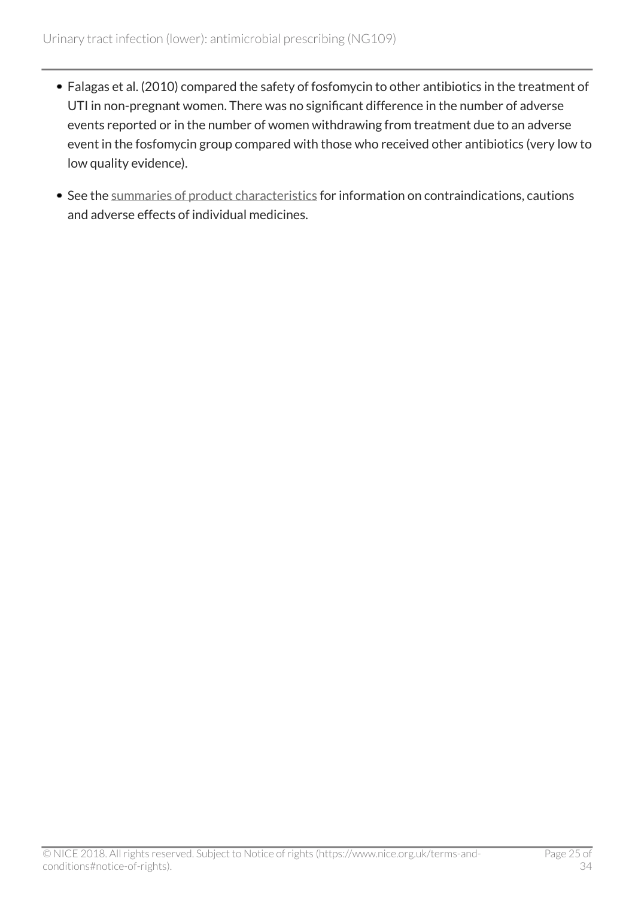- Falagas et al. (2010) compared the safety of fosfomycin to other antibiotics in the treatment of UTI in non-pregnant women. There was no significant difference in the number of adverse events reported or in the number of women withdrawing from treatment due to an adverse event in the fosfomycin group compared with those who received other antibiotics (very low to low quality evidence).
- See the summaries of product characteristics for information on contraindications, cautions and adverse effects of individual medicines.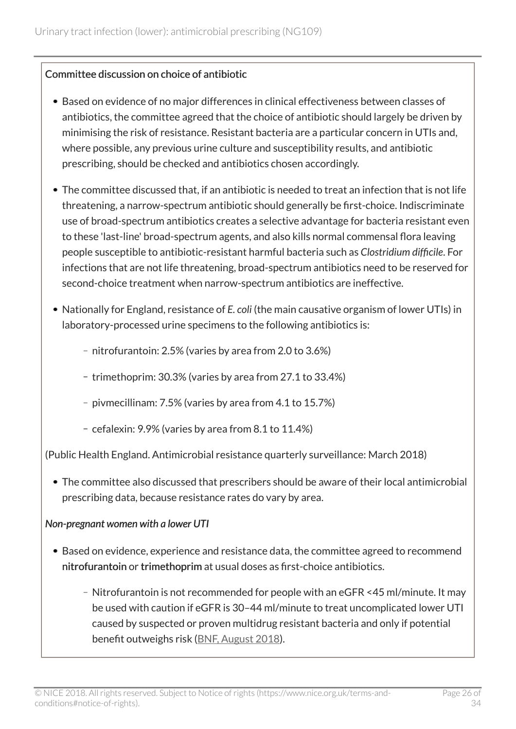### Committee discussion on choice of antibiotic

- Based on evidence of no major differences in clinical effectiveness between classes of antibiotics, the committee agreed that the choice of antibiotic should largely be driven by minimising the risk of resistance. Resistant bacteria are a particular concern in UTIs and, where possible, any previous urine culture and susceptibility results, and antibiotic prescribing, should be checked and antibiotics chosen accordingly.
- The committee discussed that, if an antibiotic is needed to treat an infection that is not life threatening, a narrow-spectrum antibiotic should generally be first-choice. Indiscriminate use of broad-spectrum antibiotics creates a selective advantage for bacteria resistant even to these 'last-line' broad-spectrum agents, and also kills normal commensal flora leaving people susceptible to antibiotic-resistant harmful bacteria such as *Clostridium difficile*. For infections that are not life threatening, broad-spectrum antibiotics need to be reserved for second-choice treatment when narrow-spectrum antibiotics are ineffective.
- Nationally for England, resistance of *E. coli* (the main causative organism of lower UTIs) in laboratory-processed urine specimens to the following antibiotics is:
  - nitrofurantoin: 2.5% (varies by area from 2.0 to 3.6%)
  - trimethoprim: 30.3% (varies by area from 27.1 to 33.4%)
  - pivmecillinam: 7.5% (varies by area from 4.1 to 15.7%)
  - cefalexin: 9.9% (varies by area from 8.1 to 11.4%)

(Public Health England. Antimicrobial resistance quarterly surveillance: March 2018)

- The committee also discussed that prescribers should be aware of their local antimicrobial prescribing data, because resistance rates do vary by area.

*Non-pregnant women with a lower UTI*

- Based on evidence, experience and resistance data, the committee agreed to recommend **nitrofurantoin** or **trimethoprim** at usual doses as first-choice antibiotics.
  - Nitrofurantoin is not recommended for people with an eGFR <45 ml/minute. It may be used with caution if eGFR is 30–44 ml/minute to treat uncomplicated lower UTI caused by suspected or proven multidrug resistant bacteria and only if potential benefit outweighs risk (BNF, August 2018).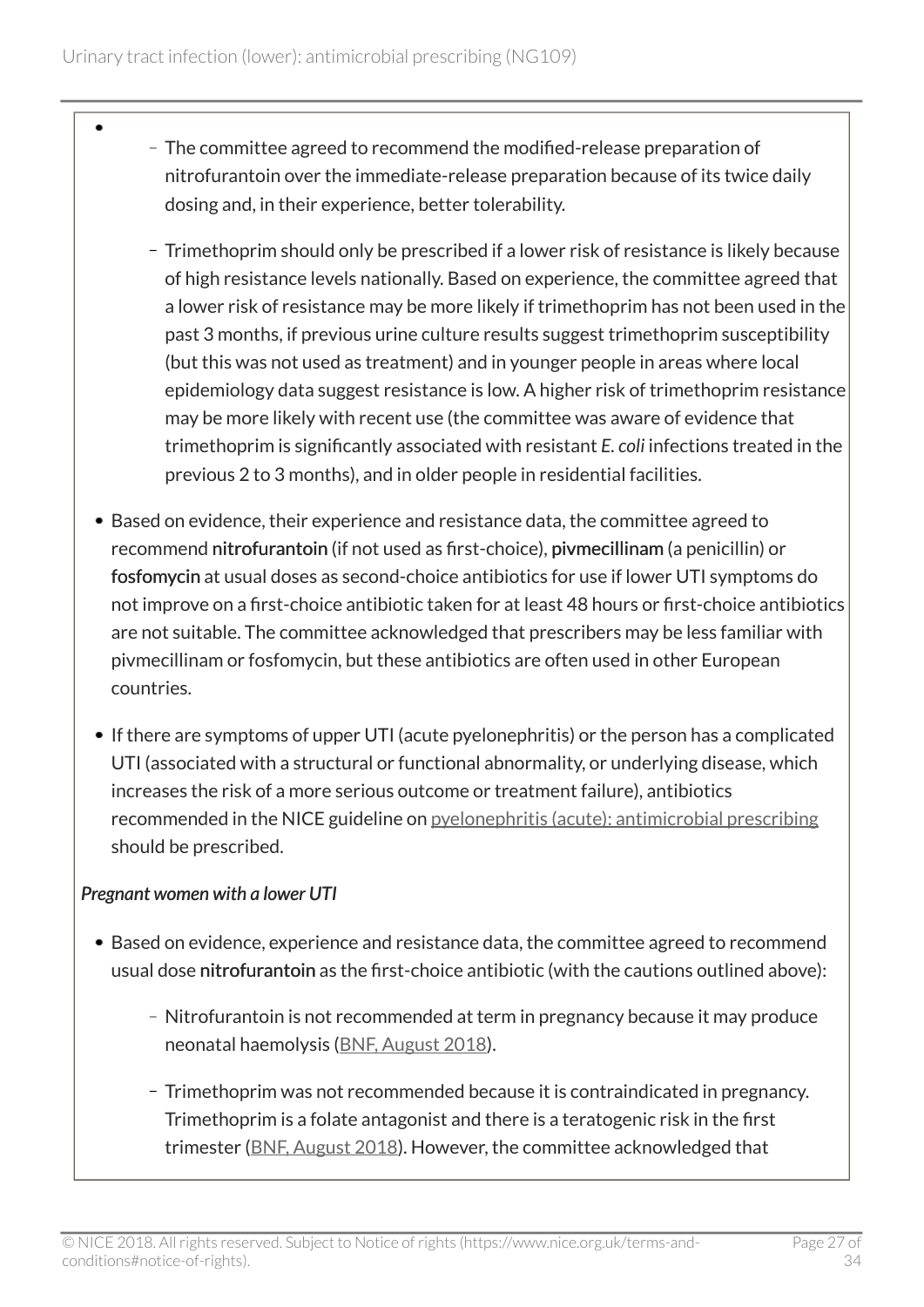- 
  - The committee agreed to recommend the modified-release preparation of nitrofurantoin over the immediate-release preparation because of its twice daily dosing and, in their experience, better tolerability.
  - Trimethoprim should only be prescribed if a lower risk of resistance is likely because of high resistance levels nationally. Based on experience, the committee agreed that a lower risk of resistance may be more likely if trimethoprim has not been used in the past 3 months, if previous urine culture results suggest trimethoprim susceptibility (but this was not used as treatment) and in younger people in areas where local epidemiology data suggest resistance is low. A higher risk of trimethoprim resistance may be more likely with recent use (the committee was aware of evidence that trimethoprim is significantly associated with resistant *E. coli* infections treated in the previous 2 to 3 months), and in older people in residential facilities.
- Based on evidence, their experience and resistance data, the committee agreed to recommend **nitrofurantoin** (if not used as first-choice), **pivmecillinam** (a penicillin) or **fosfomycin** at usual doses as second-choice antibiotics for use if lower UTI symptoms do not improve on a first-choice antibiotic taken for at least 48 hours or first-choice antibiotics are not suitable. The committee acknowledged that prescribers may be less familiar with pivmecillinam or fosfomycin, but these antibiotics are often used in other European countries.
- If there are symptoms of upper UTI (acute pyelonephritis) or the person has a complicated UTI (associated with a structural or functional abnormality, or underlying disease, which increases the risk of a more serious outcome or treatment failure), antibiotics recommended in the NICE guideline on pyelonephritis (acute): antimicrobial prescribing should be prescribed.

*Pregnant women with a lower UTI*

- Based on evidence, experience and resistance data, the committee agreed to recommend usual dose **nitrofurantoin** as the first-choice antibiotic (with the cautions outlined above):
  - Nitrofurantoin is not recommended at term in pregnancy because it may produce neonatal haemolysis (BNF, August 2018).
  - Trimethoprim was not recommended because it is contraindicated in pregnancy. Trimethoprim is a folate antagonist and there is a teratogenic risk in the first trimester (BNF, August 2018). However, the committee acknowledged that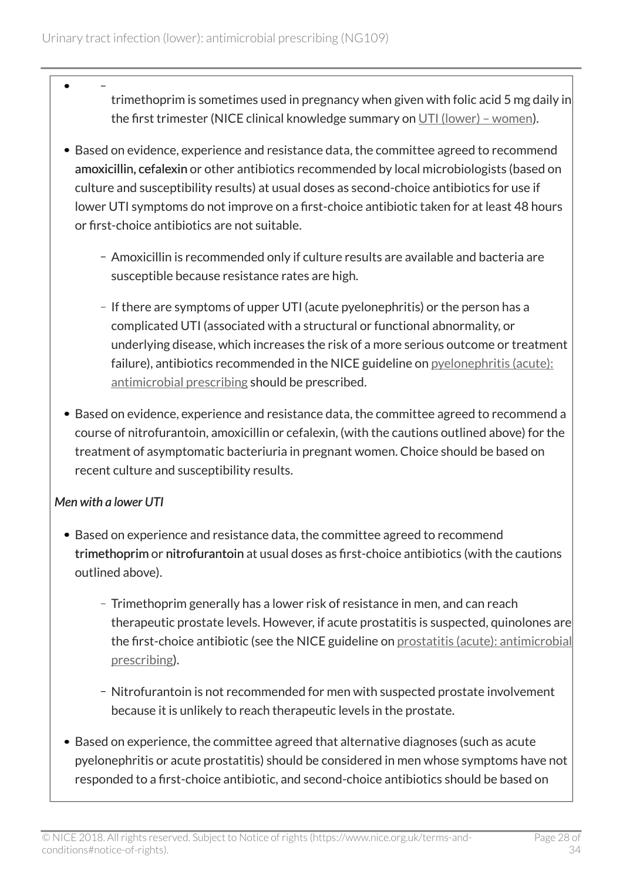- – trimethoprim is sometimes used in pregnancy when given with folic acid 5 mg daily in the first trimester (NICE clinical knowledge summary on UTI (lower) – women).

- Based on evidence, experience and resistance data, the committee agreed to recommend **amoxicillin, cefalexin** or other antibiotics recommended by local microbiologists (based on culture and susceptibility results) at usual doses as second-choice antibiotics for use if lower UTI symptoms do not improve on a first-choice antibiotic taken for at least 48 hours or first-choice antibiotics are not suitable.
  - Amoxicillin is recommended only if culture results are available and bacteria are susceptible because resistance rates are high.
  - If there are symptoms of upper UTI (acute pyelonephritis) or the person has a complicated UTI (associated with a structural or functional abnormality, or underlying disease, which increases the risk of a more serious outcome or treatment failure), antibiotics recommended in the NICE guideline on pyelonephritis (acute): antimicrobial prescribing should be prescribed.

- Based on evidence, experience and resistance data, the committee agreed to recommend a course of nitrofurantoin, amoxicillin or cefalexin, (with the cautions outlined above) for the treatment of asymptomatic bacteriuria in pregnant women. Choice should be based on recent culture and susceptibility results.

*Men with a lower UTI*

- Based on experience and resistance data, the committee agreed to recommend **trimethoprim** or **nitrofurantoin** at usual doses as first-choice antibiotics (with the cautions outlined above).
  - Trimethoprim generally has a lower risk of resistance in men, and can reach therapeutic prostate levels. However, if acute prostatitis is suspected, quinolones are the first-choice antibiotic (see the NICE guideline on prostatitis (acute): antimicrobial prescribing).
  - Nitrofurantoin is not recommended for men with suspected prostate involvement because it is unlikely to reach therapeutic levels in the prostate.

- Based on experience, the committee agreed that alternative diagnoses (such as acute pyelonephritis or acute prostatitis) should be considered in men whose symptoms have not responded to a first-choice antibiotic, and second-choice antibiotics should be based on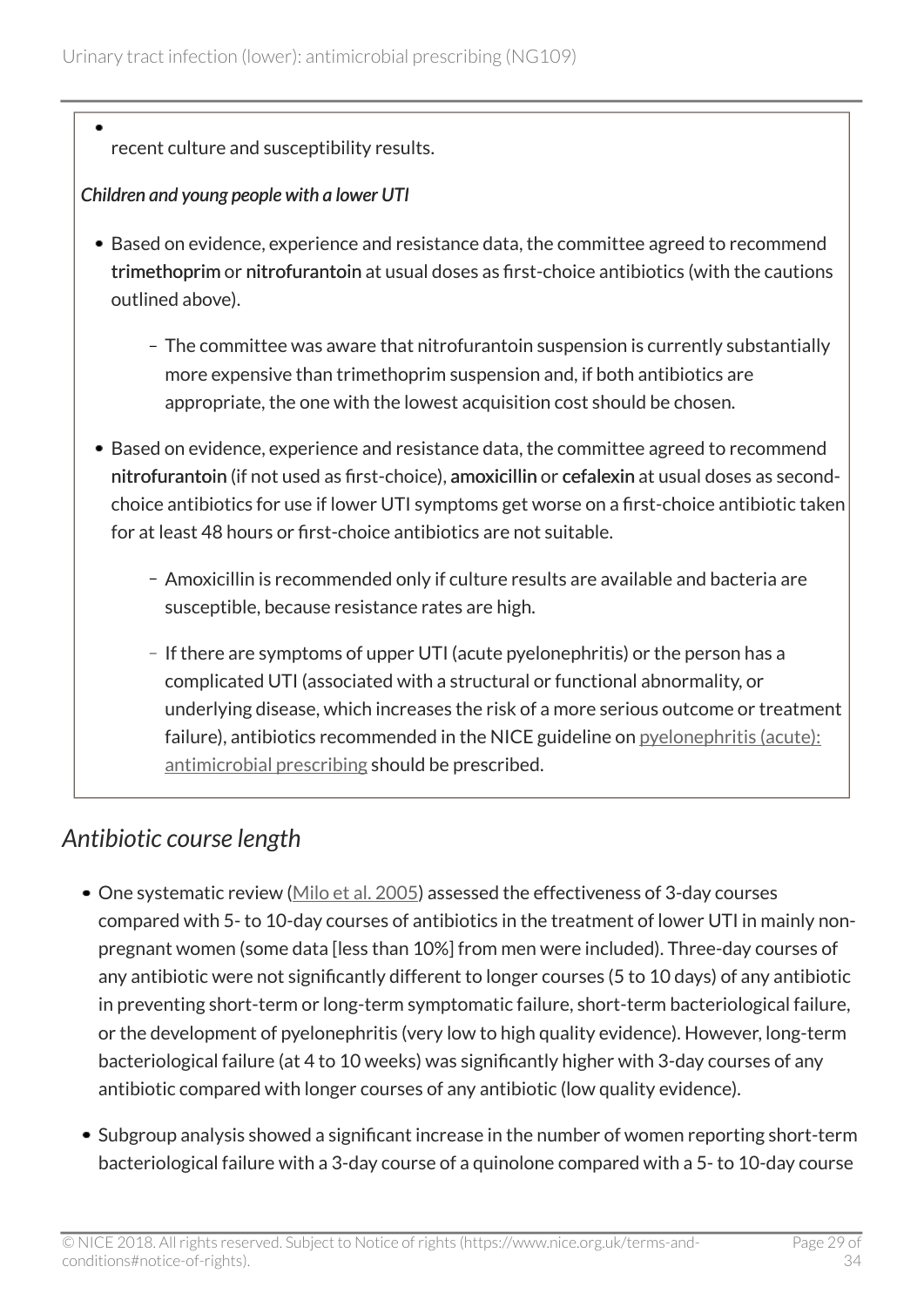- recent culture and susceptibility results.

*Children and young people with a lower UTI*

- Based on evidence, experience and resistance data, the committee agreed to recommend **trimethoprim** or **nitrofurantoin** at usual doses as first-choice antibiotics (with the cautions outlined above).
  - The committee was aware that nitrofurantoin suspension is currently substantially more expensive than trimethoprim suspension and, if both antibiotics are appropriate, the one with the lowest acquisition cost should be chosen.
- Based on evidence, experience and resistance data, the committee agreed to recommend **nitrofurantoin** (if not used as first-choice), **amoxicillin** or **cefalexin** at usual doses as second-choice antibiotics for use if lower UTI symptoms get worse on a first-choice antibiotic taken for at least 48 hours or first-choice antibiotics are not suitable.
  - Amoxicillin is recommended only if culture results are available and bacteria are susceptible, because resistance rates are high.
  - If there are symptoms of upper UTI (acute pyelonephritis) or the person has a complicated UTI (associated with a structural or functional abnormality, or underlying disease, which increases the risk of a more serious outcome or treatment failure), antibiotics recommended in the NICE guideline on pyelonephritis (acute): antimicrobial prescribing should be prescribed.

## *Antibiotic course length*

- One systematic review (Milo et al. 2005) assessed the effectiveness of 3-day courses compared with 5- to 10-day courses of antibiotics in the treatment of lower UTI in mainly non-pregnant women (some data [less than 10%] from men were included). Three-day courses of any antibiotic were not significantly different to longer courses (5 to 10 days) of any antibiotic in preventing short-term or long-term symptomatic failure, short-term bacteriological failure, or the development of pyelonephritis (very low to high quality evidence). However, long-term bacteriological failure (at 4 to 10 weeks) was significantly higher with 3-day courses of any antibiotic compared with longer courses of any antibiotic (low quality evidence).
- Subgroup analysis showed a significant increase in the number of women reporting short-term bacteriological failure with a 3-day course of a quinolone compared with a 5- to 10-day course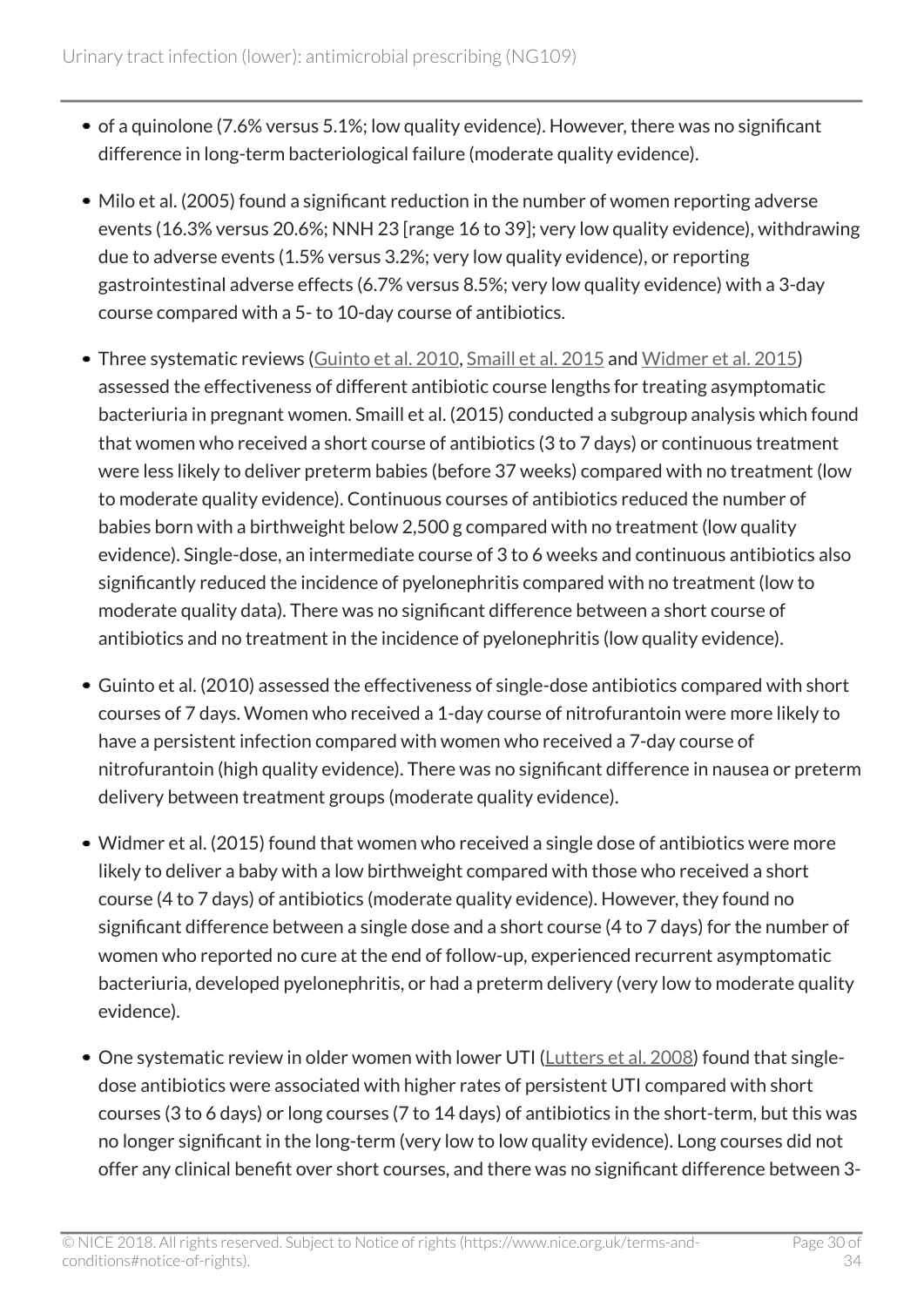- of a quinolone (7.6% versus 5.1%; low quality evidence). However, there was no significant difference in long-term bacteriological failure (moderate quality evidence).
- Milo et al. (2005) found a significant reduction in the number of women reporting adverse events (16.3% versus 20.6%; NNH 23 [range 16 to 39]; very low quality evidence), withdrawing due to adverse events (1.5% versus 3.2%; very low quality evidence), or reporting gastrointestinal adverse effects (6.7% versus 8.5%; very low quality evidence) with a 3-day course compared with a 5- to 10-day course of antibiotics.
- Three systematic reviews (Guinto et al. 2010, Smaill et al. 2015 and Widmer et al. 2015) assessed the effectiveness of different antibiotic course lengths for treating asymptomatic bacteriuria in pregnant women. Smaill et al. (2015) conducted a subgroup analysis which found that women who received a short course of antibiotics (3 to 7 days) or continuous treatment were less likely to deliver preterm babies (before 37 weeks) compared with no treatment (low to moderate quality evidence). Continuous courses of antibiotics reduced the number of babies born with a birthweight below 2,500 g compared with no treatment (low quality evidence). Single-dose, an intermediate course of 3 to 6 weeks and continuous antibiotics also significantly reduced the incidence of pyelonephritis compared with no treatment (low to moderate quality data). There was no significant difference between a short course of antibiotics and no treatment in the incidence of pyelonephritis (low quality evidence).
- Guinto et al. (2010) assessed the effectiveness of single-dose antibiotics compared with short courses of 7 days. Women who received a 1-day course of nitrofurantoin were more likely to have a persistent infection compared with women who received a 7-day course of nitrofurantoin (high quality evidence). There was no significant difference in nausea or preterm delivery between treatment groups (moderate quality evidence).
- Widmer et al. (2015) found that women who received a single dose of antibiotics were more likely to deliver a baby with a low birthweight compared with those who received a short course (4 to 7 days) of antibiotics (moderate quality evidence). However, they found no significant difference between a single dose and a short course (4 to 7 days) for the number of women who reported no cure at the end of follow-up, experienced recurrent asymptomatic bacteriuria, developed pyelonephritis, or had a preterm delivery (very low to moderate quality evidence).
- One systematic review in older women with lower UTI (Lutters et al. 2008) found that single-dose antibiotics were associated with higher rates of persistent UTI compared with short courses (3 to 6 days) or long courses (7 to 14 days) of antibiotics in the short-term, but this was no longer significant in the long-term (very low to low quality evidence). Long courses did not offer any clinical benefit over short courses, and there was no significant difference between 3-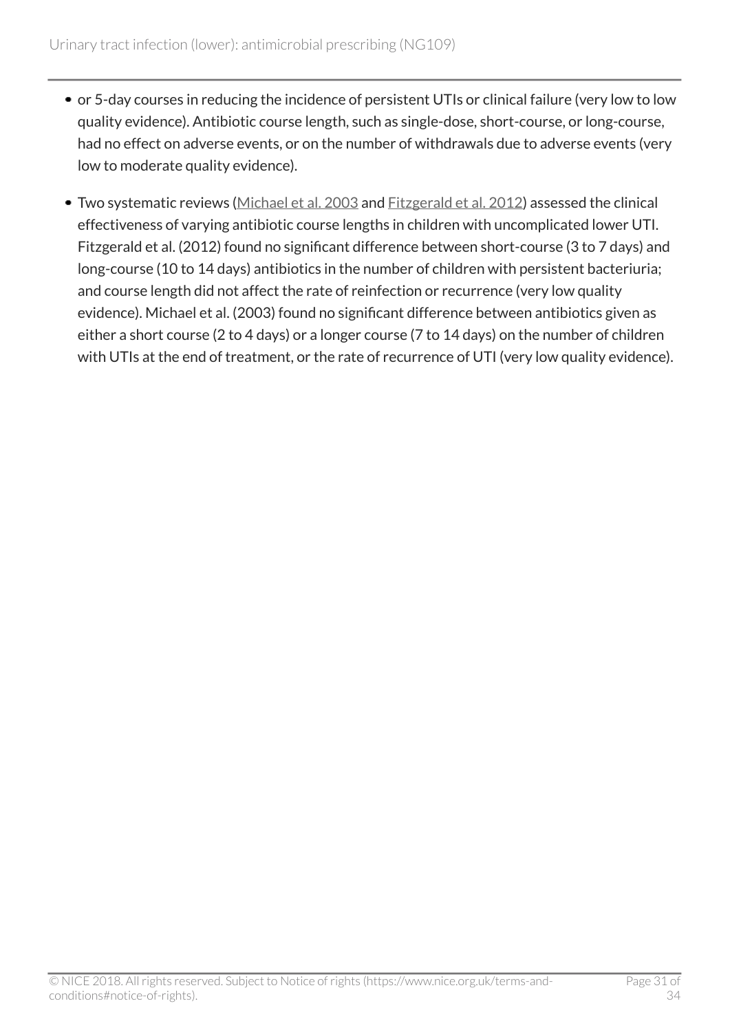- or 5-day courses in reducing the incidence of persistent UTIs or clinical failure (very low to low quality evidence). Antibiotic course length, such as single-dose, short-course, or long-course, had no effect on adverse events, or on the number of withdrawals due to adverse events (very low to moderate quality evidence).
- Two systematic reviews (Michael et al. 2003 and Fitzgerald et al. 2012) assessed the clinical effectiveness of varying antibiotic course lengths in children with uncomplicated lower UTI. Fitzgerald et al. (2012) found no significant difference between short-course (3 to 7 days) and long-course (10 to 14 days) antibiotics in the number of children with persistent bacteriuria; and course length did not affect the rate of reinfection or recurrence (very low quality evidence). Michael et al. (2003) found no significant difference between antibiotics given as either a short course (2 to 4 days) or a longer course (7 to 14 days) on the number of children with UTIs at the end of treatment, or the rate of recurrence of UTI (very low quality evidence).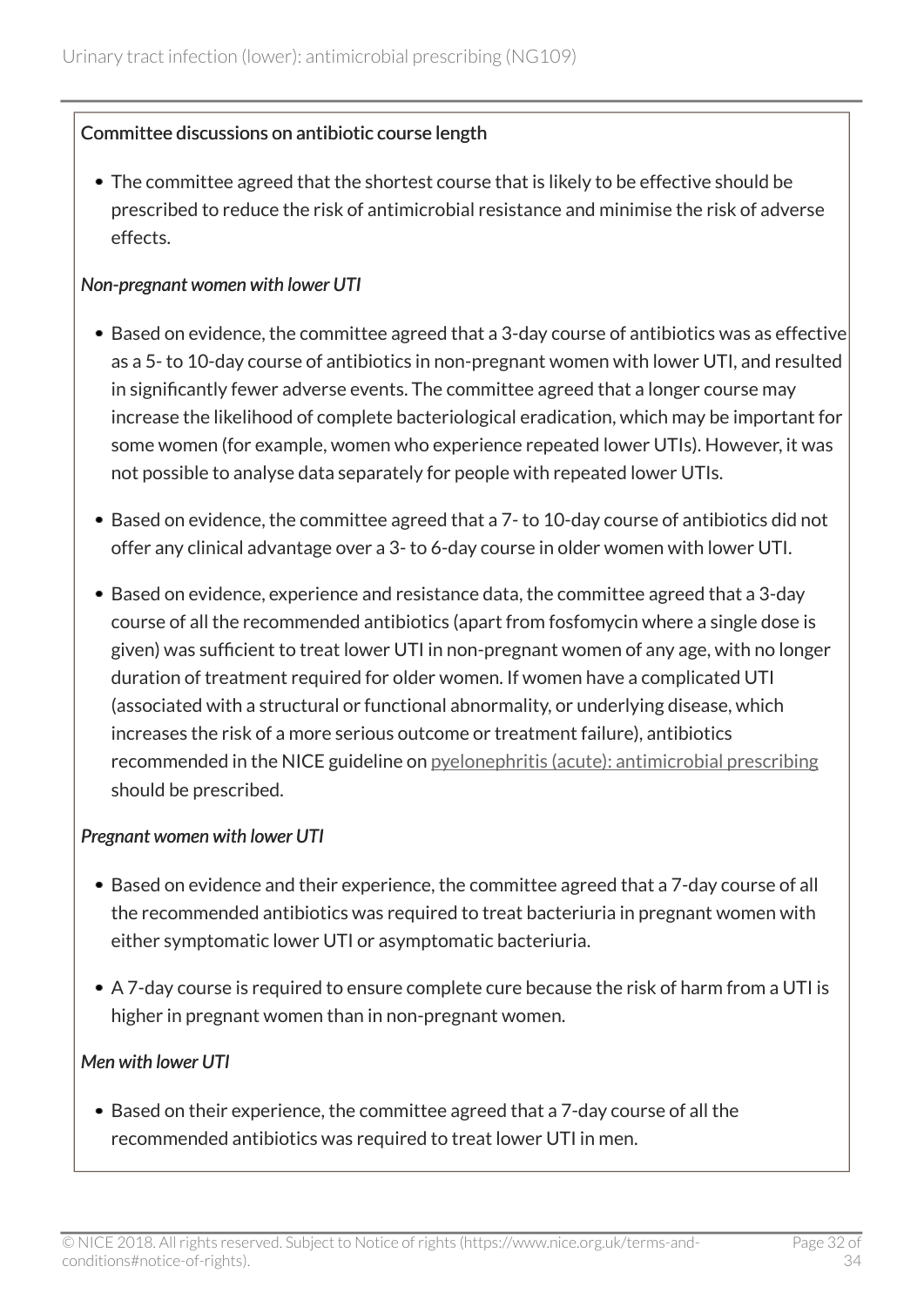Committee discussions on antibiotic course length

- The committee agreed that the shortest course that is likely to be effective should be prescribed to reduce the risk of antimicrobial resistance and minimise the risk of adverse effects.

*Non-pregnant women with lower UTI*

- Based on evidence, the committee agreed that a 3-day course of antibiotics was as effective as a 5- to 10-day course of antibiotics in non-pregnant women with lower UTI, and resulted in significantly fewer adverse events. The committee agreed that a longer course may increase the likelihood of complete bacteriological eradication, which may be important for some women (for example, women who experience repeated lower UTIs). However, it was not possible to analyse data separately for people with repeated lower UTIs.
- Based on evidence, the committee agreed that a 7- to 10-day course of antibiotics did not offer any clinical advantage over a 3- to 6-day course in older women with lower UTI.
- Based on evidence, experience and resistance data, the committee agreed that a 3-day course of all the recommended antibiotics (apart from fosfomycin where a single dose is given) was sufficient to treat lower UTI in non-pregnant women of any age, with no longer duration of treatment required for older women. If women have a complicated UTI (associated with a structural or functional abnormality, or underlying disease, which increases the risk of a more serious outcome or treatment failure), antibiotics recommended in the NICE guideline on pyelonephritis (acute): antimicrobial prescribing should be prescribed.

*Pregnant women with lower UTI*

- Based on evidence and their experience, the committee agreed that a 7-day course of all the recommended antibiotics was required to treat bacteriuria in pregnant women with either symptomatic lower UTI or asymptomatic bacteriuria.
- A 7-day course is required to ensure complete cure because the risk of harm from a UTI is higher in pregnant women than in non-pregnant women.

*Men with lower UTI*

- Based on their experience, the committee agreed that a 7-day course of all the recommended antibiotics was required to treat lower UTI in men.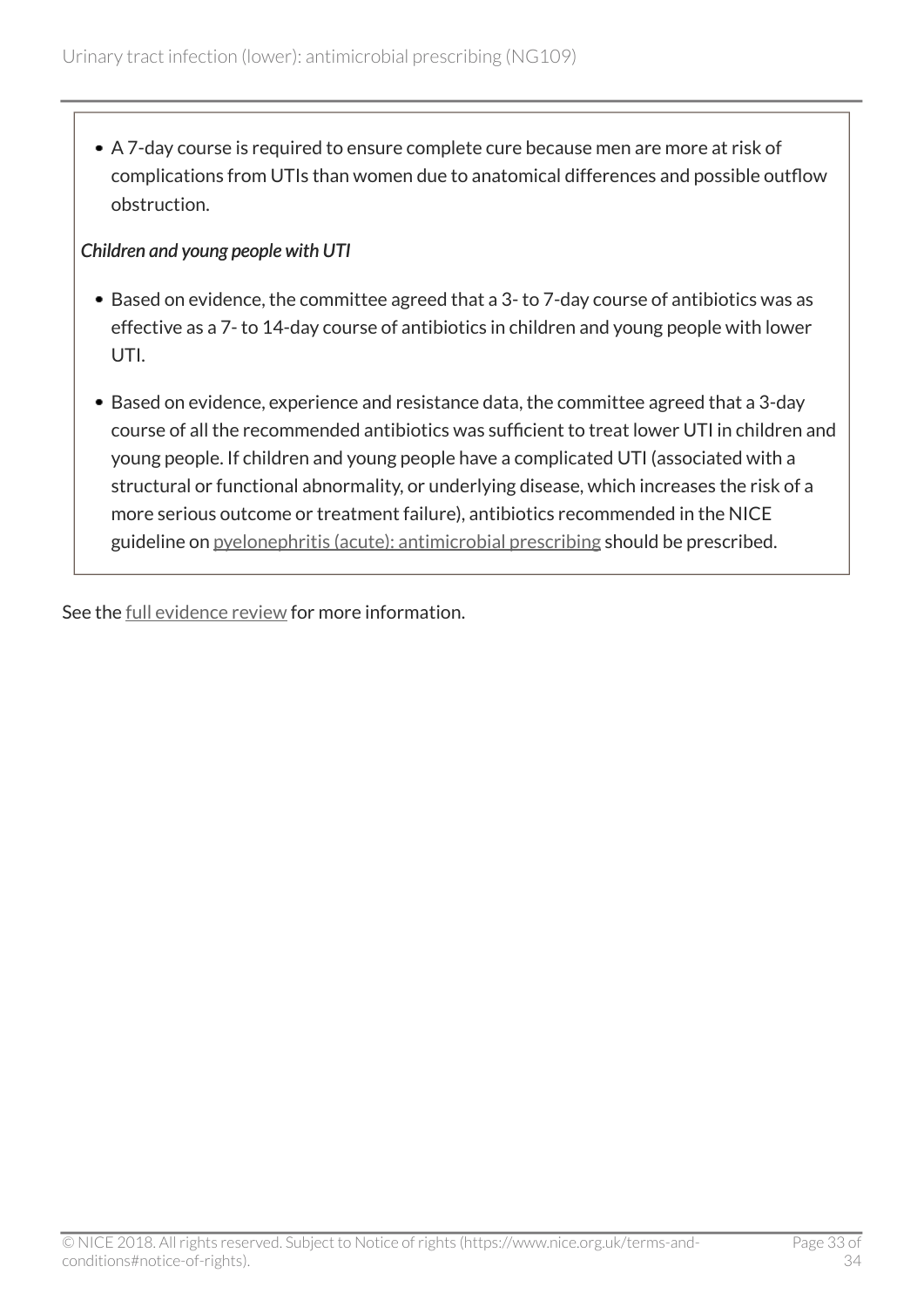- A 7-day course is required to ensure complete cure because men are more at risk of complications from UTIs than women due to anatomical differences and possible outflow obstruction.

*Children and young people with UTI*

- Based on evidence, the committee agreed that a 3- to 7-day course of antibiotics was as effective as a 7- to 14-day course of antibiotics in children and young people with lower UTI.
- Based on evidence, experience and resistance data, the committee agreed that a 3-day course of all the recommended antibiotics was sufficient to treat lower UTI in children and young people. If children and young people have a complicated UTI (associated with a structural or functional abnormality, or underlying disease, which increases the risk of a more serious outcome or treatment failure), antibiotics recommended in the NICE guideline on pyelonephritis (acute): antimicrobial prescribing should be prescribed.

See the full evidence review for more information.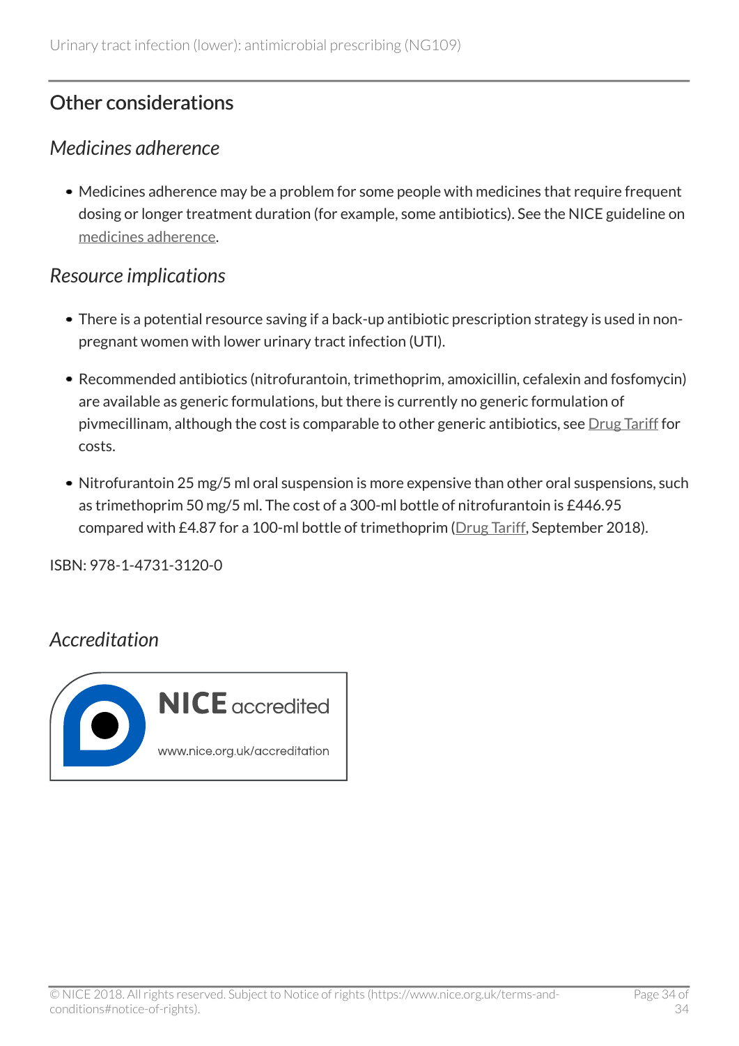## Other considerations

### *Medicines adherence*

- Medicines adherence may be a problem for some people with medicines that require frequent dosing or longer treatment duration (for example, some antibiotics). See the NICE guideline on medicines adherence.

### *Resource implications*

- There is a potential resource saving if a back-up antibiotic prescription strategy is used in non-pregnant women with lower urinary tract infection (UTI).
- Recommended antibiotics (nitrofurantoin, trimethoprim, amoxicillin, cefalexin and fosfomycin) are available as generic formulations, but there is currently no generic formulation of pivmecillinam, although the cost is comparable to other generic antibiotics, see Drug Tariff for costs.
- Nitrofurantoin 25 mg/5 ml oral suspension is more expensive than other oral suspensions, such as trimethoprim 50 mg/5 ml. The cost of a 300-ml bottle of nitrofurantoin is £446.95 compared with £4.87 for a 100-ml bottle of trimethoprim (Drug Tariff, September 2018).

ISBN: 978-1-4731-3120-0

### *Accreditation*

NICE accredited

www.nice.org.uk/accreditation